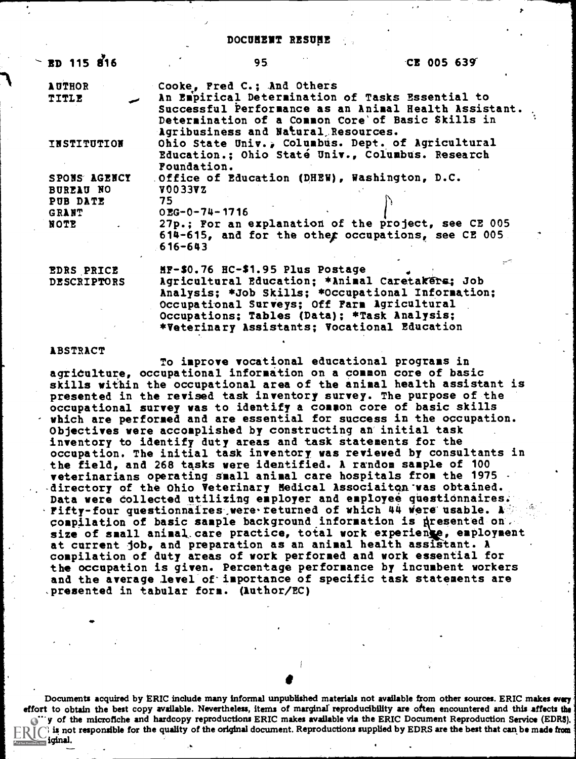DOCUMENT RESUME

| ED 115 816 | 95 | CE 005 639 |
|---|---|---|

| | |
|---|---|
| AUTHOR | Cooke, Fred C.; And Others |
| TITLE | An Empirical Determination of Tasks Essential to Successful Performance as an Animal Health Assistant. Determination of a Common Core of Basic Skills in Agribusiness and Natural Resources. |
| INSTITUTION | Ohio State Univ., Columbus. Dept. of Agricultural Education.; Ohio State Univ., Columbus. Research Foundation. |
| SPONS AGENCY | Office of Education (DHEW), Washington, D.C. |
| BUREAU NO | V0033VZ |
| PUB DATE | 75 |
| GRANT | OEG-0-74-1716 |
| NOTE | 27p.; For an explanation of the project, see CE 005 614-615, and for the other occupations, see CE 005 616-643 |
| EDRS PRICE | MF-$0.76 HC-$1.95 Plus Postage |
| DESCRIPTORS | Agricultural Education; *Animal Caretakers; Job Analysis; *Job Skills; *Occupational Information; Occupational Surveys; Off Farm Agricultural Occupations; Tables (Data); *Task Analysis; *Veterinary Assistants; Vocational Education |

ABSTRACT

To improve vocational educational programs in agriculture, occupational information on a common core of basic skills within the occupational area of the animal health assistant is presented in the revised task inventory survey. The purpose of the occupational survey was to identify a common core of basic skills which are performed and are essential for success in the occupation. Objectives were accomplished by constructing an initial task inventory to identify duty areas and task statements for the occupation. The initial task inventory was reviewed by consultants in the field, and 268 tasks were identified. A random sample of 100 veterinarians operating small animal care hospitals from the 1975 directory of the Ohio Veterinary Medical Associaiton was obtained. Data were collected utilizing employer and employee questionnaires. Fifty-four questionnaires were returned of which 44 were usable. A compilation of basic sample background information is presented on size of small animal care practice, total work experience, employment at current job, and preparation as an animal health assistant. A compilation of duty areas of work performed and work essential for the occupation is given. Percentage performance by incumbent workers and the average level of importance of specific task statements are presented in tabular form. (Author/EC)

Documents acquired by ERIC include many informal unpublished materials not available from other sources. ERIC makes every effort to obtain the best copy available. Nevertheless, items of marginal reproducibility are often encountered and this affects the quality of the microfiche and hardcopy reproductions ERIC makes available via the ERIC Document Reproduction Service (EDRS). EDRS is not responsible for the quality of the original document. Reproductions supplied by EDRS are the best that can be made from the original.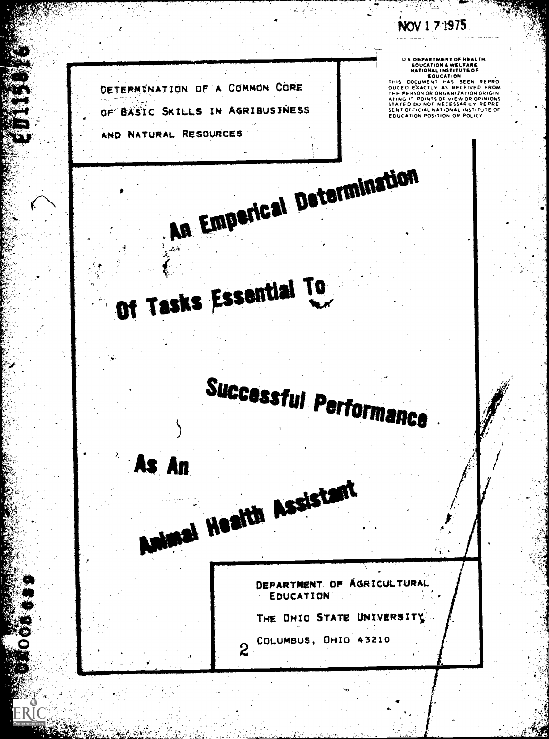NOV 17 1975

U S DEPARTMENT OF HEALTH, EDUCATION & WELFARE NATIONAL INSTITUTE OF EDUCATION

THIS DOCUMENT HAS BEEN REPRODUCED EXACTLY AS RECEIVED FROM THE PERSON OR ORGANIZATION ORIGINATING IT. POINTS OF VIEW OR OPINIONS STATED DO NOT NECESSARILY REPRESENT OFFICIAL NATIONAL INSTITUTE OF EDUCATION POSITION OR POLICY

DETERMINATION OF A COMMON CORE OF BASIC SKILLS IN AGRIBUSINESS AND NATURAL RESOURCES

# An Emperical Determination Of Tasks Essential To Successful Performance As An Animal Health Assistant

DEPARTMENT OF AGRICULTURAL EDUCATION

THE OHIO STATE UNIVERSITY

COLUMBUS, OHIO 43210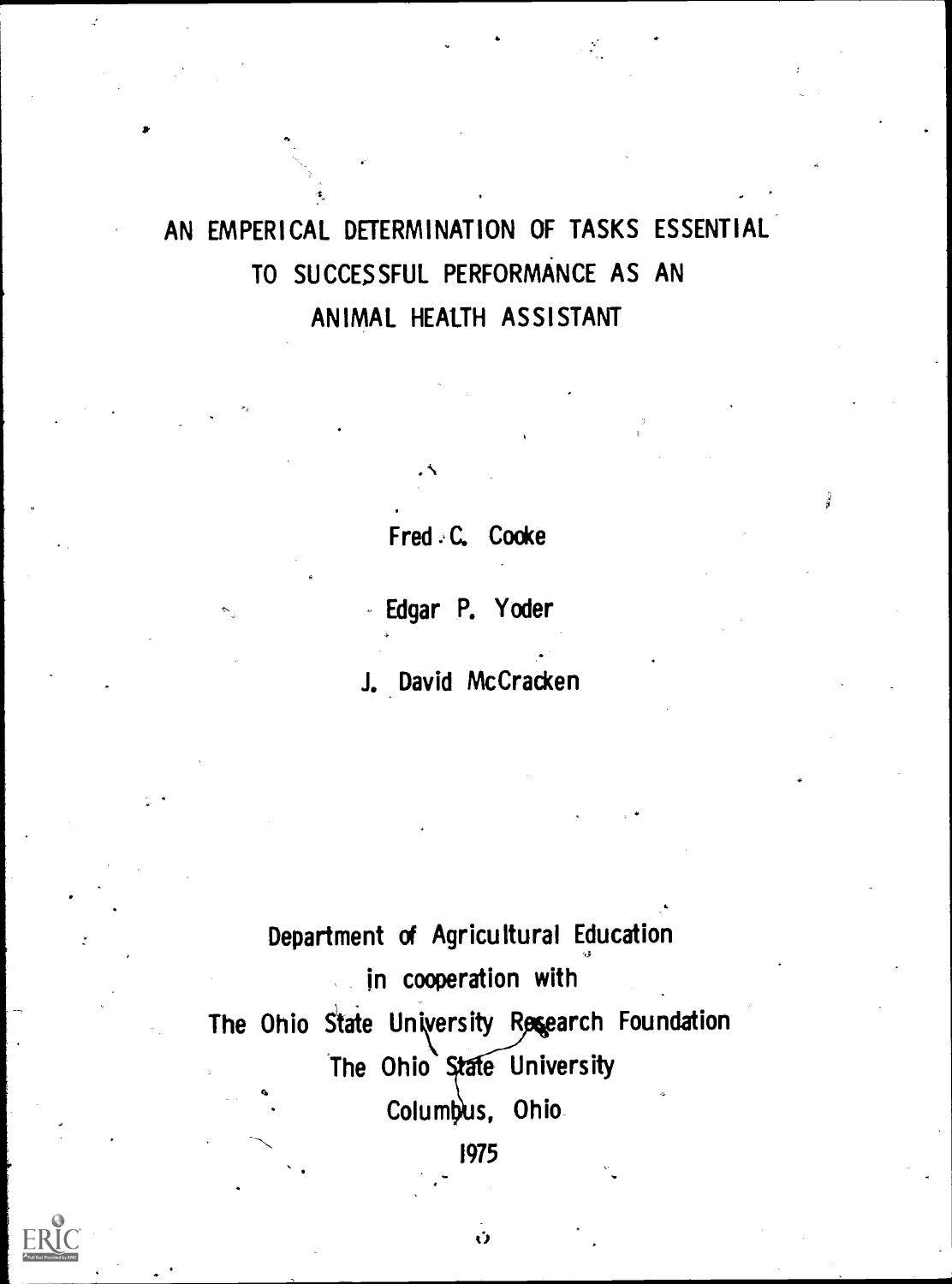# AN EMPERICAL DETERMINATION OF TASKS ESSENTIAL TO SUCCESSFUL PERFORMANCE AS AN ANIMAL HEALTH ASSISTANT

Fred C. Cooke

Edgar P. Yoder

J. David McCracken

Department of Agricultural Education
in cooperation with
The Ohio State University Research Foundation
The Ohio State University
Columbus, Ohio
1975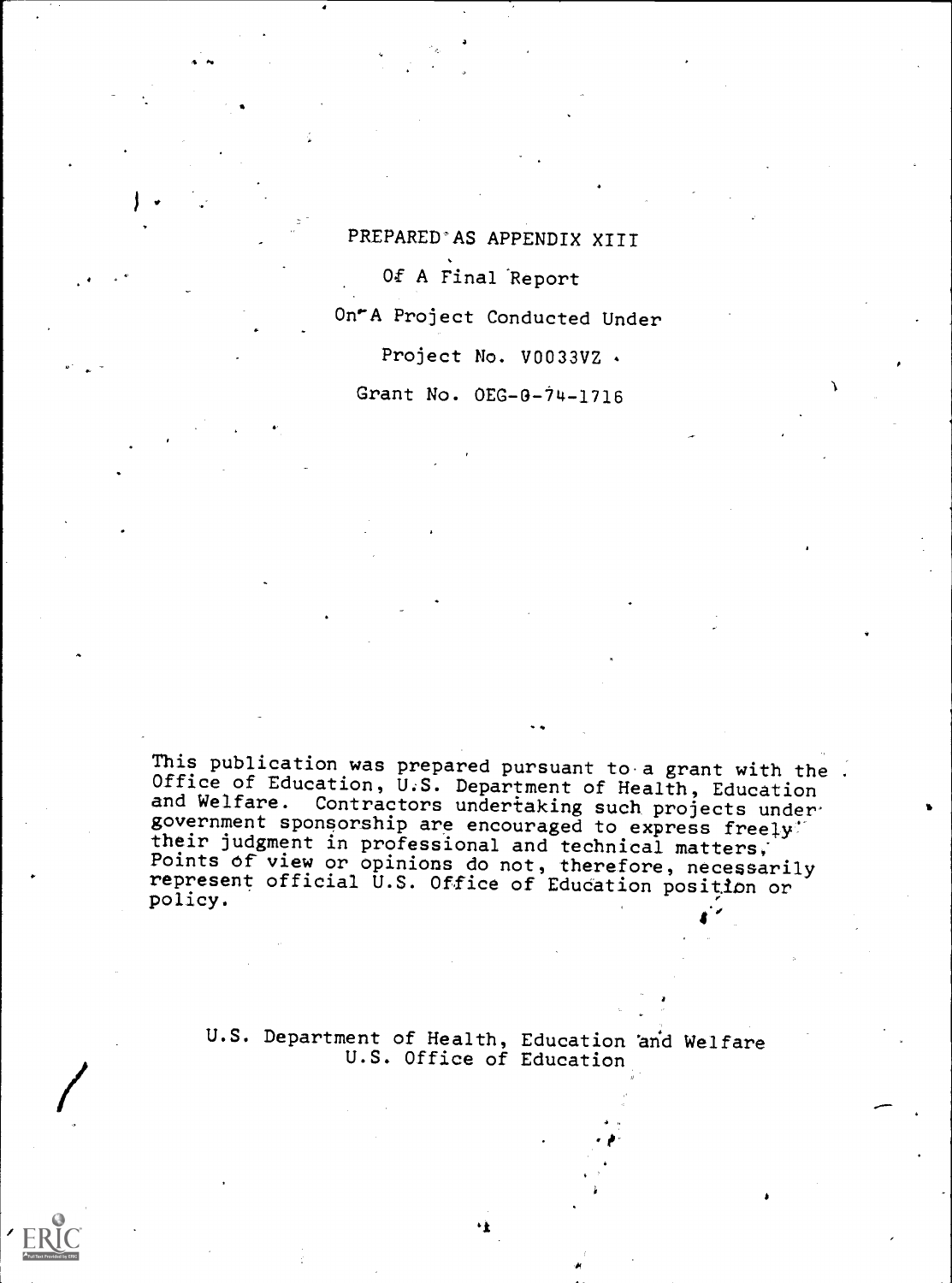PREPARED AS APPENDIX XIII

Of A Final Report

On A Project Conducted Under

Project No. V0033VZ

Grant No. OEG-0-74-1716

This publication was prepared pursuant to a grant with the Office of Education, U.S. Department of Health, Education and Welfare. Contractors undertaking such projects under government sponsorship are encouraged to express freely their judgment in professional and technical matters. Points of view or opinions do not, therefore, necessarily represent official U.S. Office of Education position or policy.

U.S. Department of Health, Education and Welfare
U.S. Office of Education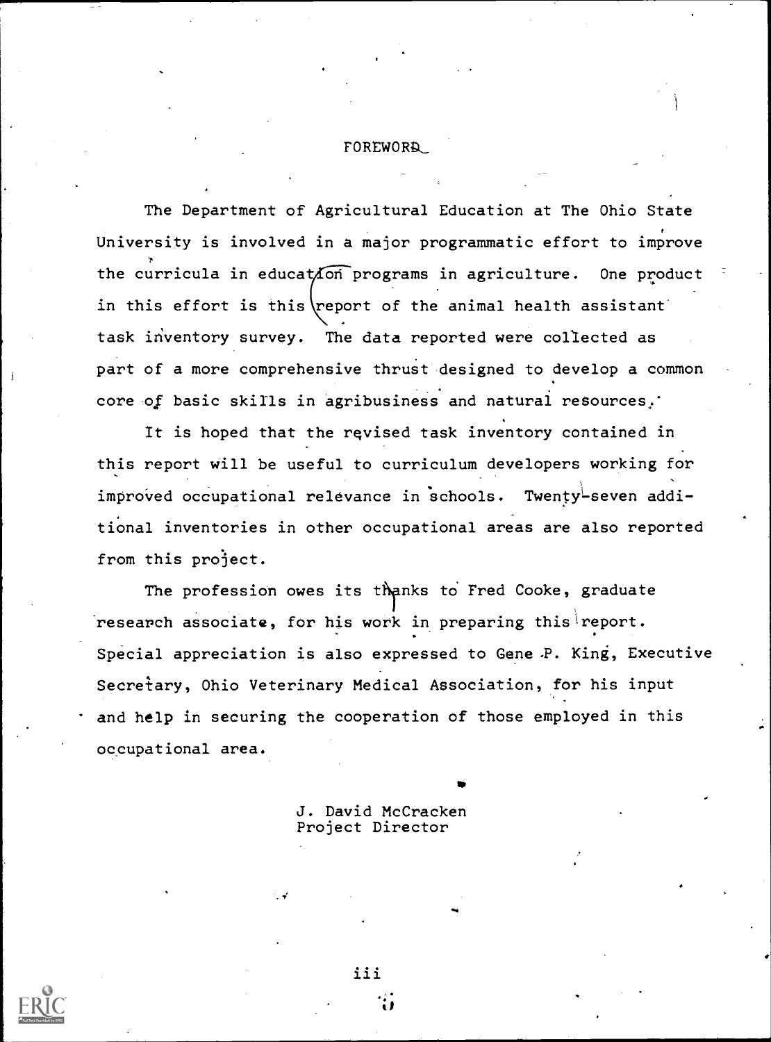# FOREWORD

The Department of Agricultural Education at The Ohio State University is involved in a major programmatic effort to improve the curricula in education programs in agriculture. One product in this effort is this report of the animal health assistant task inventory survey. The data reported were collected as part of a more comprehensive thrust designed to develop a common core of basic skills in agribusiness and natural resources.

It is hoped that the revised task inventory contained in this report will be useful to curriculum developers working for improved occupational relevance in schools. Twenty-seven additional inventories in other occupational areas are also reported from this project.

The profession owes its thanks to Fred Cooke, graduate research associate, for his work in preparing this report. Special appreciation is also expressed to Gene P. King, Executive Secretary, Ohio Veterinary Medical Association, for his input and help in securing the cooperation of those employed in this occupational area.

J. David McCracken
Project Director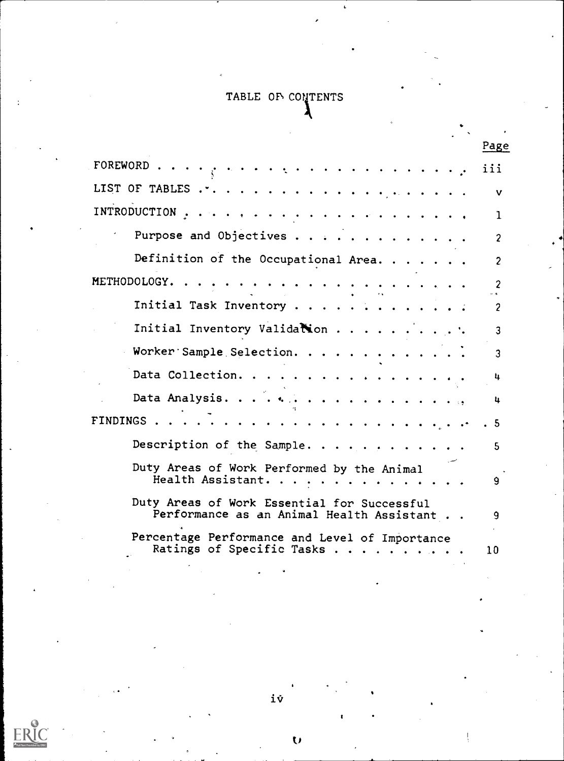# TABLE OF CONTENTS

| | Page |
|---|---|
| FOREWORD | iii |
| LIST OF TABLES | v |
| INTRODUCTION | 1 |
| Purpose and Objectives | 2 |
| Definition of the Occupational Area | 2 |
| METHODOLOGY | 2 |
| Initial Task Inventory | 2 |
| Initial Inventory Validation | 3 |
| Worker Sample Selection | 3 |
| Data Collection | 4 |
| Data Analysis | 4 |
| FINDINGS | 5 |
| Description of the Sample | 5 |
| Duty Areas of Work Performed by the Animal Health Assistant | 9 |
| Duty Areas of Work Essential for Successful Performance as an Animal Health Assistant | 9 |
| Percentage Performance and Level of Importance Ratings of Specific Tasks | 10 |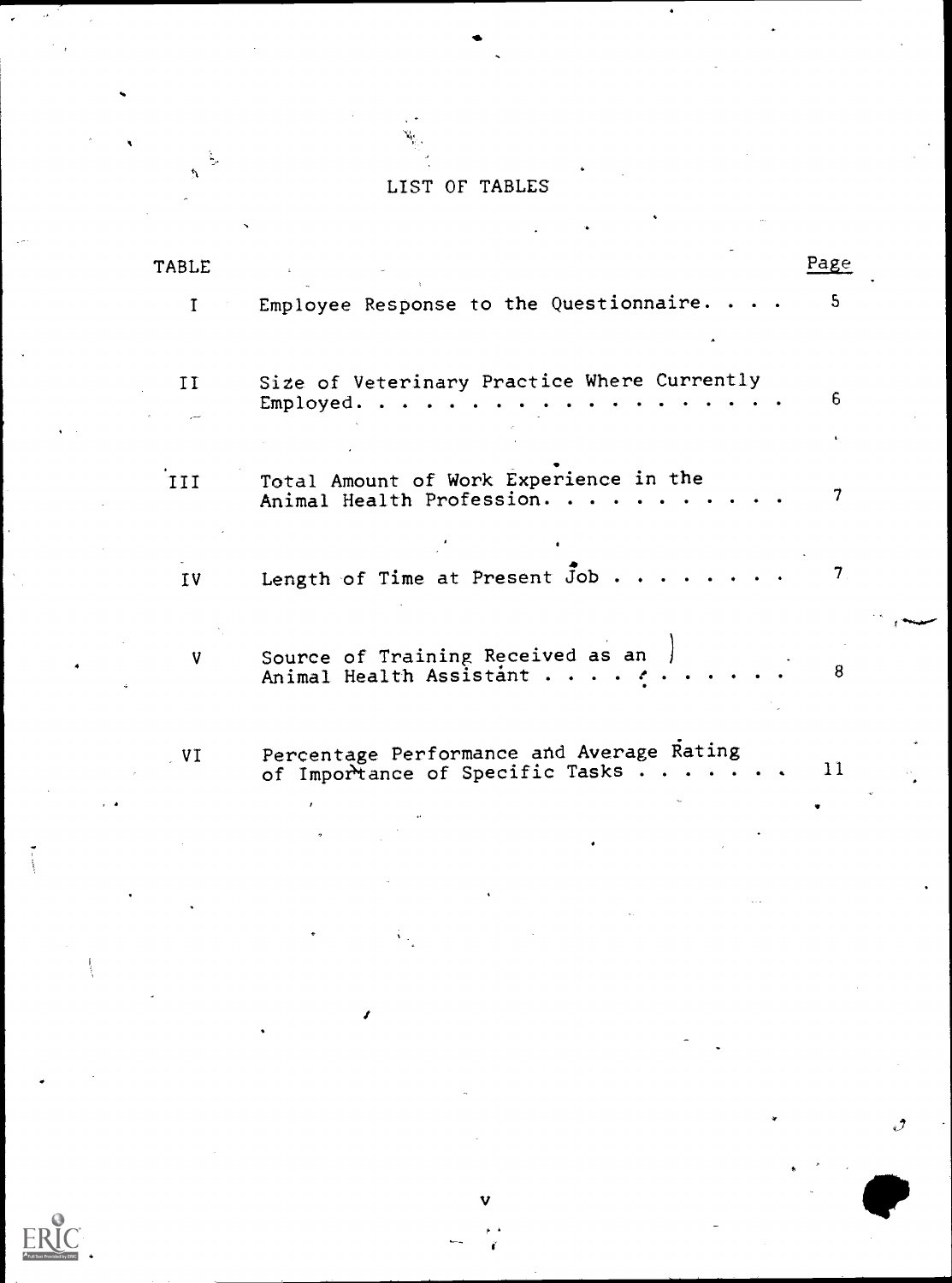# LIST OF TABLES

| TABLE | | Page |
|---|---|---|
| I | Employee Response to the Questionnaire | 5 |
| II | Size of Veterinary Practice Where Currently Employed | 6 |
| III | Total Amount of Work Experience in the Animal Health Profession | 7 |
| IV | Length of Time at Present Job | 7 |
| V | Source of Training Received as an Animal Health Assistant | 8 |
| VI | Percentage Performance and Average Rating of Importance of Specific Tasks | 11 |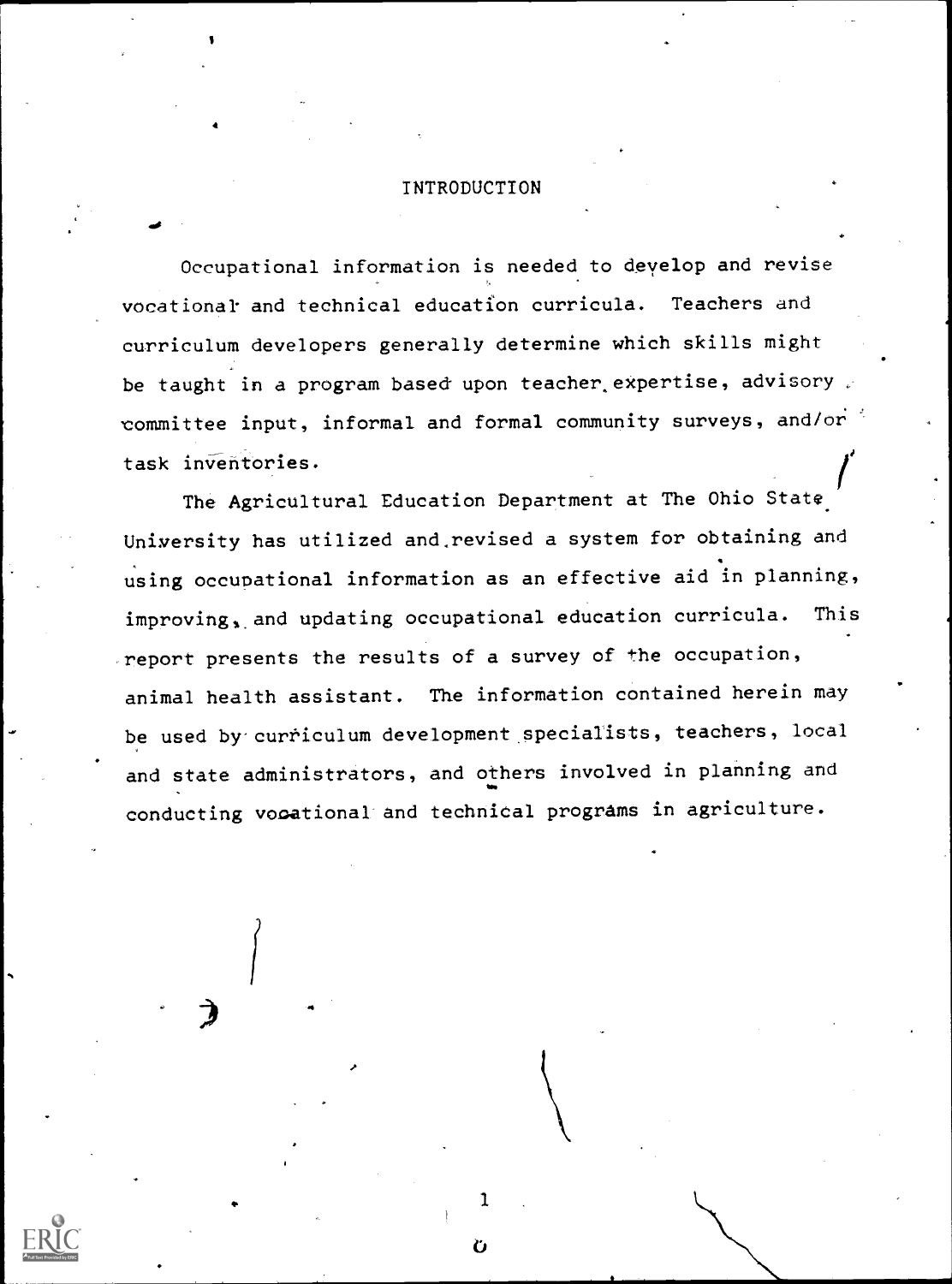# INTRODUCTION

Occupational information is needed to develop and revise vocational and technical education curricula. Teachers and curriculum developers generally determine which skills might be taught in a program based upon teacher expertise, advisory committee input, informal and formal community surveys, and/or task inventories.

The Agricultural Education Department at The Ohio State University has utilized and revised a system for obtaining and using occupational information as an effective aid in planning, improving, and updating occupational education curricula. This report presents the results of a survey of the occupation, animal health assistant. The information contained herein may be used by curriculum development specialists, teachers, local and state administrators, and others involved in planning and conducting vocational and technical programs in agriculture.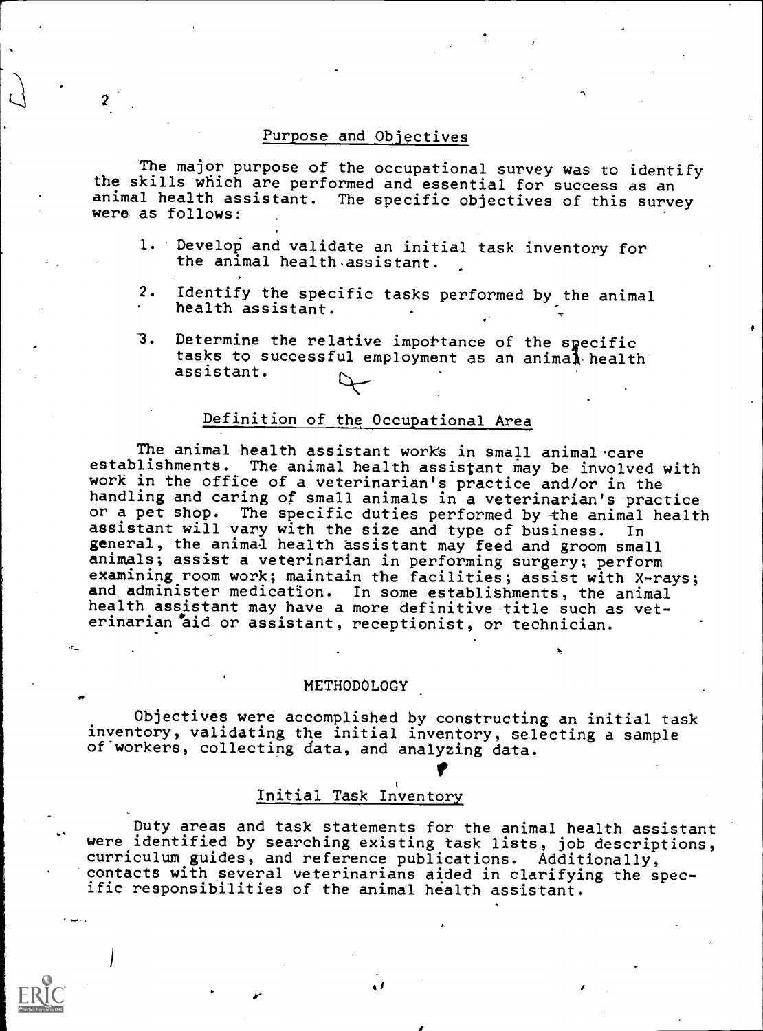## Purpose and Objectives

The major purpose of the occupational survey was to identify the skills which are performed and essential for success as an animal health assistant. The specific objectives of this survey were as follows:

1. Develop and validate an initial task inventory for the animal health assistant.
2. Identify the specific tasks performed by the animal health assistant.
3. Determine the relative importance of the specific tasks to successful employment as an animal health assistant.

## Definition of the Occupational Area

The animal health assistant works in small animal care establishments. The animal health assistant may be involved with work in the office of a veterinarian's practice and/or in the handling and caring of small animals in a veterinarian's practice or a pet shop. The specific duties performed by the animal health assistant will vary with the size and type of business. In general, the animal health assistant may feed and groom small animals; assist a veterinarian in performing surgery; perform examining room work; maintain the facilities; assist with X-rays; and administer medication. In some establishments, the animal health assistant may have a more definitive title such as veterinarian aid or assistant, receptionist, or technician.

# METHODOLOGY

Objectives were accomplished by constructing an initial task inventory, validating the initial inventory, selecting a sample of workers, collecting data, and analyzing data.

## Initial Task Inventory

Duty areas and task statements for the animal health assistant were identified by searching existing task lists, job descriptions, curriculum guides, and reference publications. Additionally, contacts with several veterinarians aided in clarifying the specific responsibilities of the animal health assistant.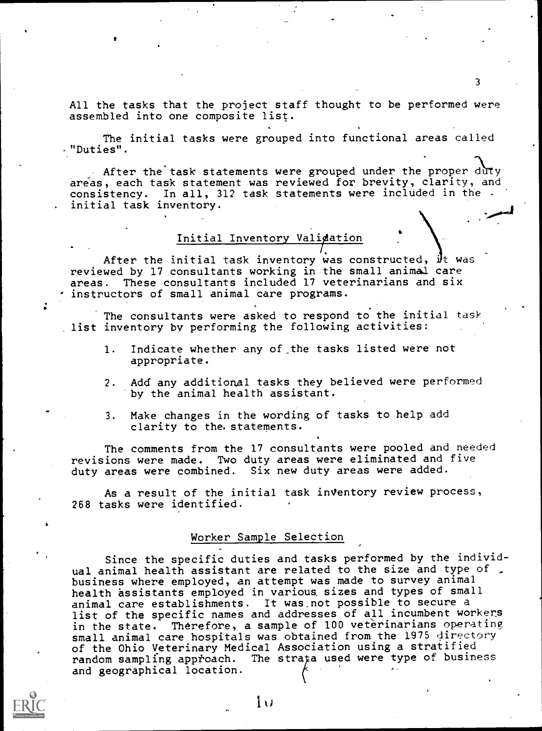All the tasks that the project staff thought to be performed were assembled into one composite list.

The initial tasks were grouped into functional areas called "Duties".

After the task statements were grouped under the proper duty areas, each task statement was reviewed for brevity, clarity, and consistency. In all, 312 task statements were included in the initial task inventory.

## Initial Inventory Validation

After the initial task inventory was constructed, it was reviewed by 17 consultants working in the small animal care areas. These consultants included 17 veterinarians and six instructors of small animal care programs.

The consultants were asked to respond to the initial task list inventory by performing the following activities:

1. Indicate whether any of the tasks listed were not appropriate.

2. Add any additional tasks they believed were performed by the animal health assistant.

3. Make changes in the wording of tasks to help add clarity to the statements.

The comments from the 17 consultants were pooled and needed revisions were made. Two duty areas were eliminated and five duty areas were combined. Six new duty areas were added.

As a result of the initial task inventory review process, 268 tasks were identified.

## Worker Sample Selection

Since the specific duties and tasks performed by the individual animal health assistant are related to the size and type of business where employed, an attempt was made to survey animal health assistants employed in various sizes and types of small animal care establishments. It was not possible to secure a list of the specific names and addresses of all incumbent workers in the state. Therefore, a sample of 100 veterinarians operating small animal care hospitals was obtained from the 1975 directory of the Ohio Veterinary Medical Association using a stratified random sampling approach. The strata used were type of business and geographical location.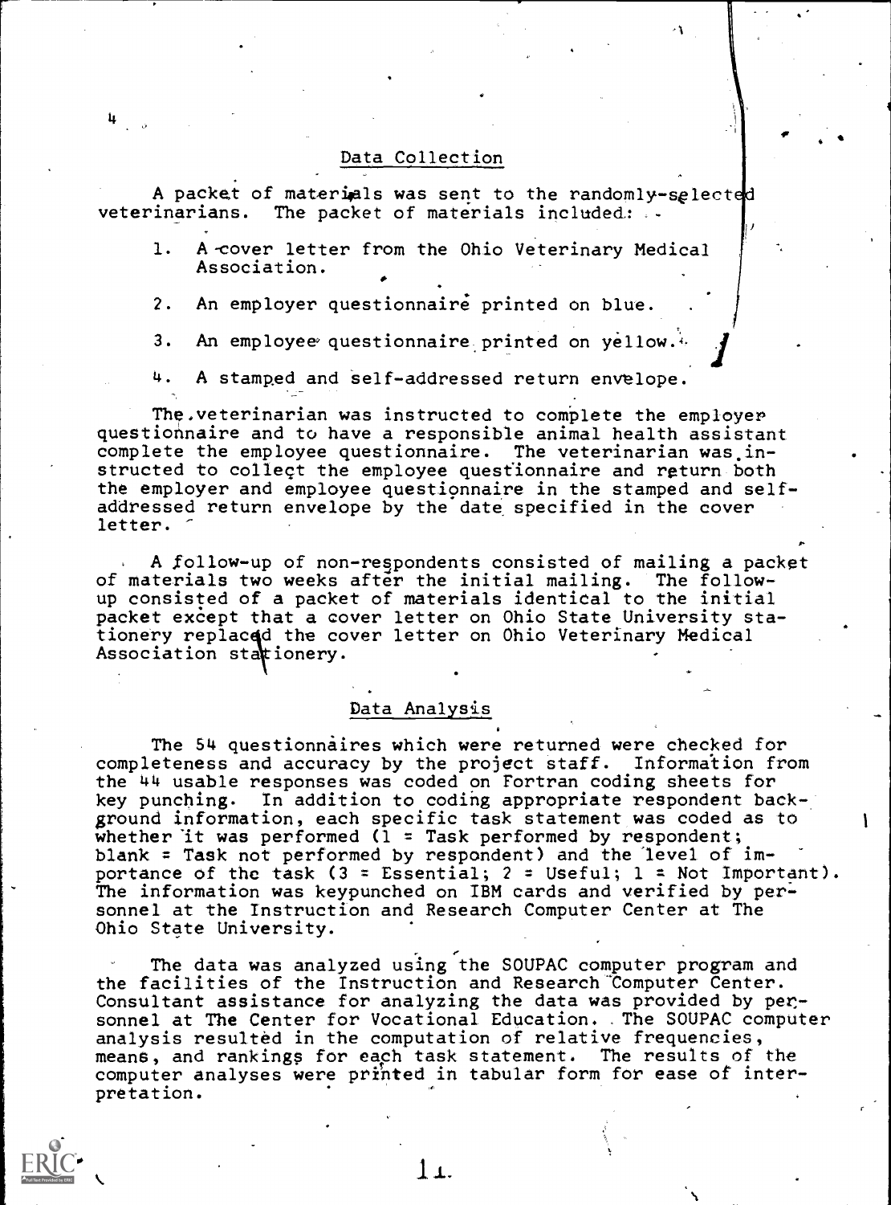## Data Collection

A packet of materials was sent to the randomly-selected veterinarians. The packet of materials included:

1. A cover letter from the Ohio Veterinary Medical Association.
2. An employer questionnaire printed on blue.
3. An employee questionnaire printed on yellow.
4. A stamped and self-addressed return envelope.

The veterinarian was instructed to complete the employer questionnaire and to have a responsible animal health assistant complete the employee questionnaire. The veterinarian was instructed to collect the employee questionnaire and return both the employer and employee questionnaire in the stamped and self-addressed return envelope by the date specified in the cover letter.

A follow-up of non-respondents consisted of mailing a packet of materials two weeks after the initial mailing. The follow-up consisted of a packet of materials identical to the initial packet except that a cover letter on Ohio State University stationery replaced the cover letter on Ohio Veterinary Medical Association stationery.

## Data Analysis

The 54 questionnaires which were returned were checked for completeness and accuracy by the project staff. Information from the 44 usable responses was coded on Fortran coding sheets for key punching. In addition to coding appropriate respondent background information, each specific task statement was coded as to whether it was performed (1 = Task performed by respondent; blank = Task not performed by respondent) and the level of importance of the task (3 = Essential; 2 = Useful; 1 = Not Important). The information was keypunched on IBM cards and verified by personnel at the Instruction and Research Computer Center at The Ohio State University.

The data was analyzed using the SOUPAC computer program and the facilities of the Instruction and Research Computer Center. Consultant assistance for analyzing the data was provided by personnel at The Center for Vocational Education. The SOUPAC computer analysis resulted in the computation of relative frequencies, means, and rankings for each task statement. The results of the computer analyses were printed in tabular form for ease of interpretation.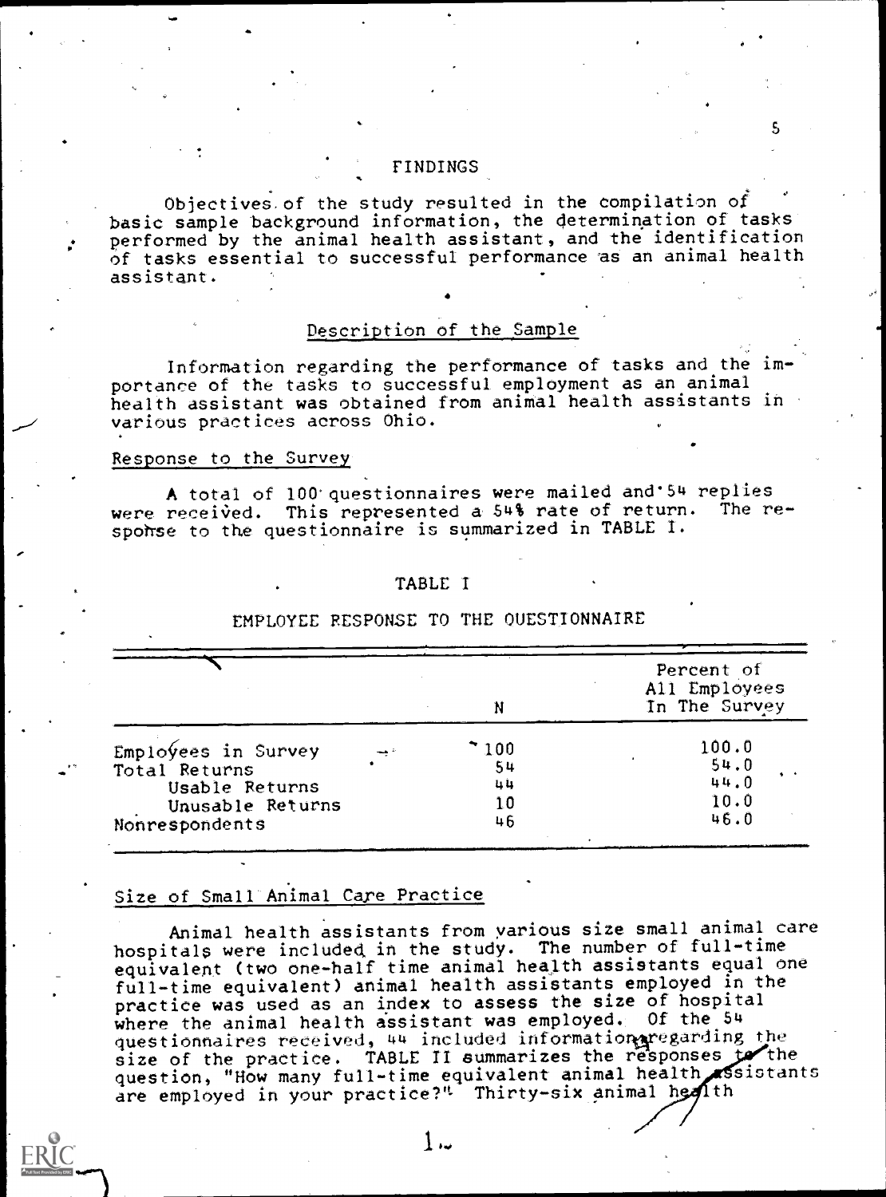# FINDINGS

Objectives of the study resulted in the compilation of basic sample background information, the determination of tasks performed by the animal health assistant, and the identification of tasks essential to successful performance as an animal health assistant.

## Description of the Sample

Information regarding the performance of tasks and the importance of the tasks to successful employment as an animal health assistant was obtained from animal health assistants in various practices across Ohio.

### Response to the Survey

A total of 100 questionnaires were mailed and 54 replies were received. This represented a 54% rate of return. The response to the questionnaire is summarized in TABLE I.

TABLE I

EMPLOYEE RESPONSE TO THE QUESTIONNAIRE

| | N | Percent of All Employees In The Survey |
|---|---|---|
| Employees in Survey | 100 | 100.0 |
| Total Returns | 54 | 54.0 |
| Usable Returns | 44 | 44.0 |
| Unusable Returns | 10 | 10.0 |
| Nonrespondents | 46 | 46.0 |

### Size of Small Animal Care Practice

Animal health assistants from various size small animal care hospitals were included in the study. The number of full-time equivalent (two one-half time animal health assistants equal one full-time equivalent) animal health assistants employed in the practice was used as an index to assess the size of hospital where the animal health assistant was employed. Of the 54 questionnaires received, 44 included information regarding the size of the practice. TABLE II summarizes the responses to the question, "How many full-time equivalent animal health assistants are employed in your practice?" Thirty-six animal health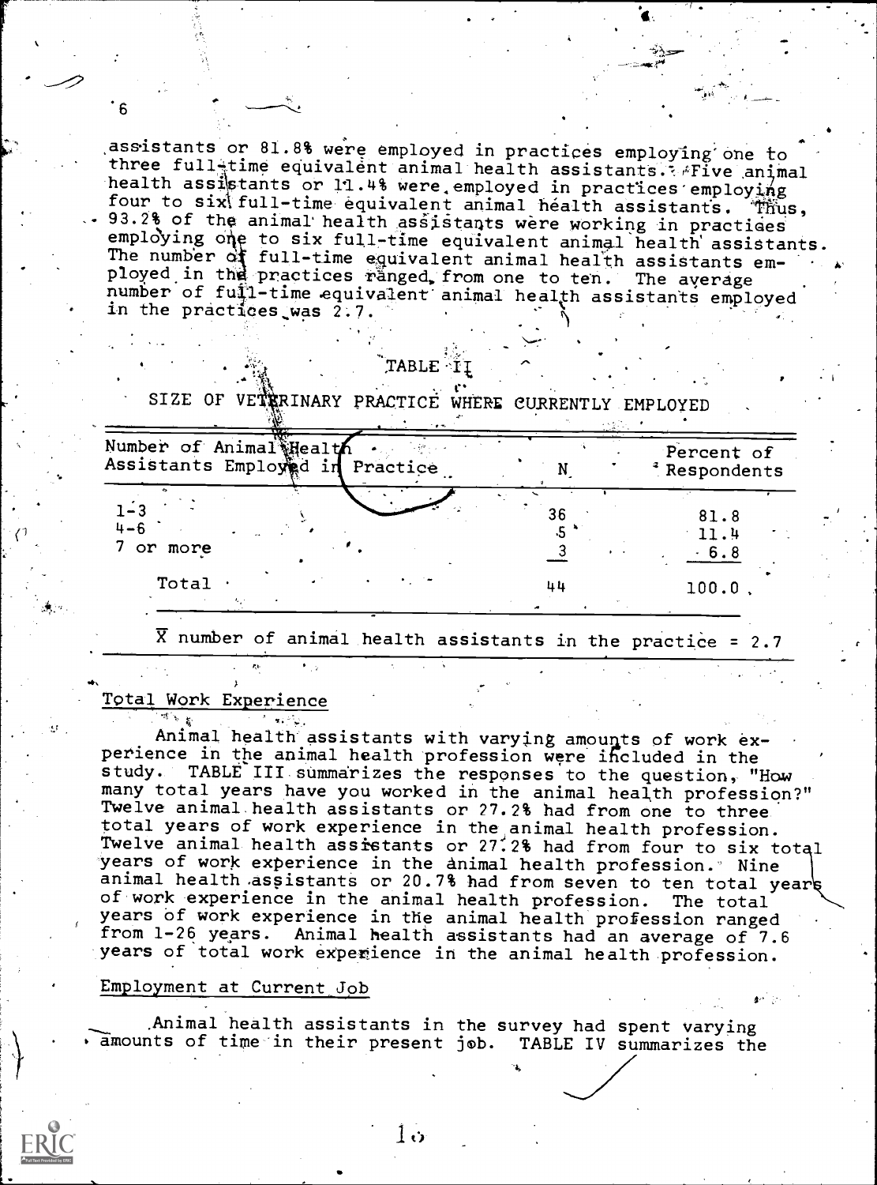assistants or 81.8% were employed in practices employing one to three full-time equivalent animal health assistants. Five animal health assistants or 11.4% were employed in practices employing four to six full-time equivalent animal health assistants. Thus, 93.2% of the animal health assistants were working in practices employing one to six full-time equivalent animal health assistants. The number of full-time equivalent animal health assistants employed in the practices ranged from one to ten. The average number of full-time equivalent animal health assistants employed in the practices was 2.7.

TABLE II

SIZE OF VETERINARY PRACTICE WHERE CURRENTLY EMPLOYED

| Number of Animal Health Assistants Employed in Practice | N | Percent of Respondents |
|---|---|---|
| 1-3 | 36 | 81.8 |
| 4-6 | 5 | 11.4 |
| 7 or more | 3 | 6.8 |
| Total | 44 | 100.0 |

$\overline{X}$ number of animal health assistants in the practice = 2.7

## Total Work Experience

Animal health assistants with varying amounts of work experience in the animal health profession were included in the study. TABLE III summarizes the responses to the question, "How many total years have you worked in the animal health profession?" Twelve animal health assistants or 27.2% had from one to three total years of work experience in the animal health profession. Twelve animal health assistants or 27.2% had from four to six total years of work experience in the animal health profession. Nine animal health assistants or 20.7% had from seven to ten total years of work experience in the animal health profession. The total years of work experience in the animal health profession ranged from 1-26 years. Animal health assistants had an average of 7.6 years of total work experience in the animal health profession.

## Employment at Current Job

Animal health assistants in the survey had spent varying amounts of time in their present job. TABLE IV summarizes the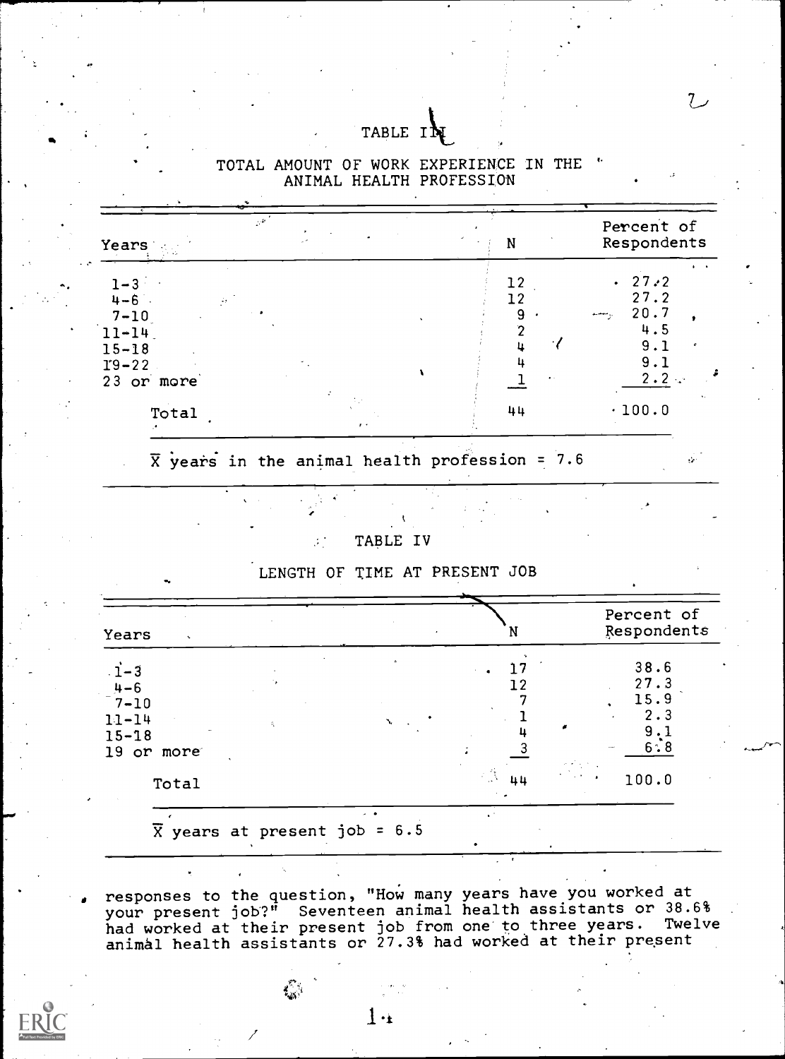TABLE III

TOTAL AMOUNT OF WORK EXPERIENCE IN THE ANIMAL HEALTH PROFESSION

| Years | N | Percent of Respondents |
|---|---|---|
| 1-3 | 12 | 27.2 |
| 4-6 | 12 | 27.2 |
| 7-10 | 9 | 20.7 |
| 11-14 | 2 | 4.5 |
| 15-18 | 4 | 9.1 |
| 19-22 | 4 | 9.1 |
| 23 or more | 1 | 2.2 |
| Total | 44 | 100.0 |

$\overline{X}$ years in the animal health profession = 7.6

TABLE IV

LENGTH OF TIME AT PRESENT JOB

| Years | N | Percent of Respondents |
|---|---|---|
| 1-3 | 17 | 38.6 |
| 4-6 | 12 | 27.3 |
| 7-10 | 7 | 15.9 |
| 11-14 | 1 | 2.3 |
| 15-18 | 4 | 9.1 |
| 19 or more | 3 | 6.8 |
| Total | 44 | 100.0 |

$\overline{X}$ years at present job = 6.5

responses to the question, "How many years have you worked at your present job?" Seventeen animal health assistants or 38.6% had worked at their present job from one to three years. Twelve animal health assistants or 27.3% had worked at their present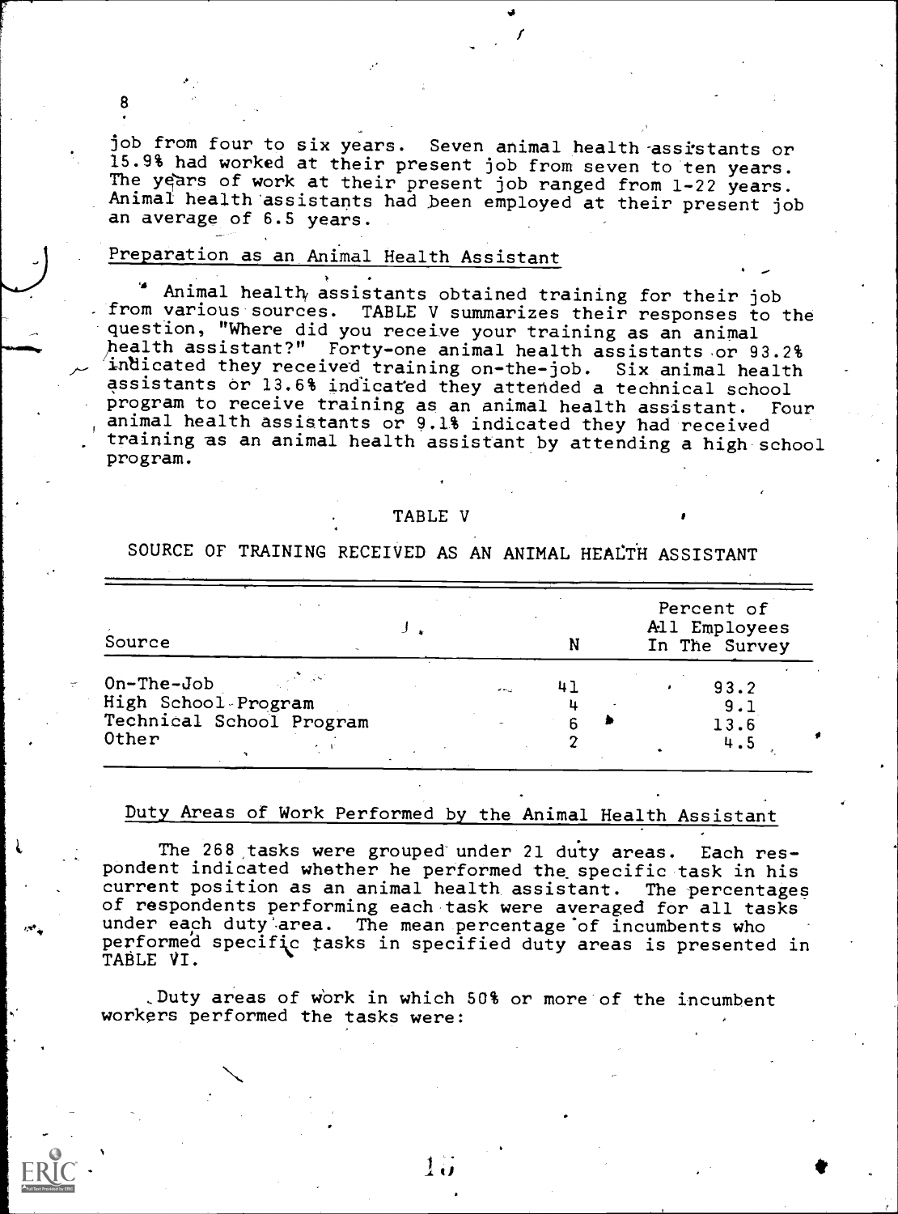job from four to six years. Seven animal health assistants or 15.9% had worked at their present job from seven to ten years. The years of work at their present job ranged from 1-22 years. Animal health assistants had been employed at their present job an average of 6.5 years.

## Preparation as an Animal Health Assistant

Animal health assistants obtained training for their job from various sources. TABLE V summarizes their responses to the question, "Where did you receive your training as an animal health assistant?" Forty-one animal health assistants or 93.2% indicated they received training on-the-job. Six animal health assistants or 13.6% indicated they attended a technical school program to receive training as an animal health assistant. Four animal health assistants or 9.1% indicated they had received training as an animal health assistant by attending a high school program.

TABLE V

SOURCE OF TRAINING RECEIVED AS AN ANIMAL HEALTH ASSISTANT

| Source | N | Percent of All Employees In The Survey |
|---|---|---|
| On-The-Job | 41 | 93.2 |
| High School Program | 4 | 9.1 |
| Technical School Program | 6 | 13.6 |
| Other | 2 | 4.5 |

## Duty Areas of Work Performed by the Animal Health Assistant

The 268 tasks were grouped under 21 duty areas. Each respondent indicated whether he performed the specific task in his current position as an animal health assistant. The percentages of respondents performing each task were averaged for all tasks under each duty area. The mean percentage of incumbents who performed specific tasks in specified duty areas is presented in TABLE VI.

Duty areas of work in which 50% or more of the incumbent workers performed the tasks were: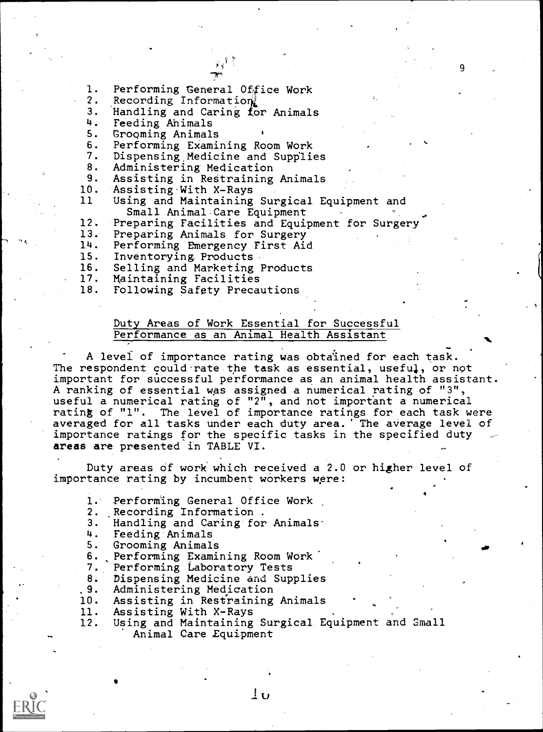1. Performing General Office Work
2. Recording Information
3. Handling and Caring for Animals
4. Feeding Animals
5. Grooming Animals
6. Performing Examining Room Work
7. Dispensing Medicine and Supplies
8. Administering Medication
9. Assisting in Restraining Animals
10. Assisting With X-Rays
11. Using and Maintaining Surgical Equipment and Small Animal Care Equipment
12. Preparing Facilities and Equipment for Surgery
13. Preparing Animals for Surgery
14. Performing Emergency First Aid
15. Inventorying Products
16. Selling and Marketing Products
17. Maintaining Facilities
18. Following Safety Precautions

## Duty Areas of Work Essential for Successful Performance as an Animal Health Assistant

A level of importance rating was obtained for each task. The respondent could rate the task as essential, useful, or not important for successful performance as an animal health assistant. A ranking of essential was assigned a numerical rating of "3", useful a numerical rating of "2", and not important a numerical rating of "1". The level of importance ratings for each task were averaged for all tasks under each duty area. The average level of importance ratings for the specific tasks in the specified duty areas are presented in TABLE VI.

Duty areas of work which received a 2.0 or higher level of importance rating by incumbent workers were:

1. Performing General Office Work
2. Recording Information
3. Handling and Caring for Animals
4. Feeding Animals
5. Grooming Animals
6. Performing Examining Room Work
7. Performing Laboratory Tests
8. Dispensing Medicine and Supplies
9. Administering Medication
10. Assisting in Restraining Animals
11. Assisting With X-Rays
12. Using and Maintaining Surgical Equipment and Small Animal Care Equipment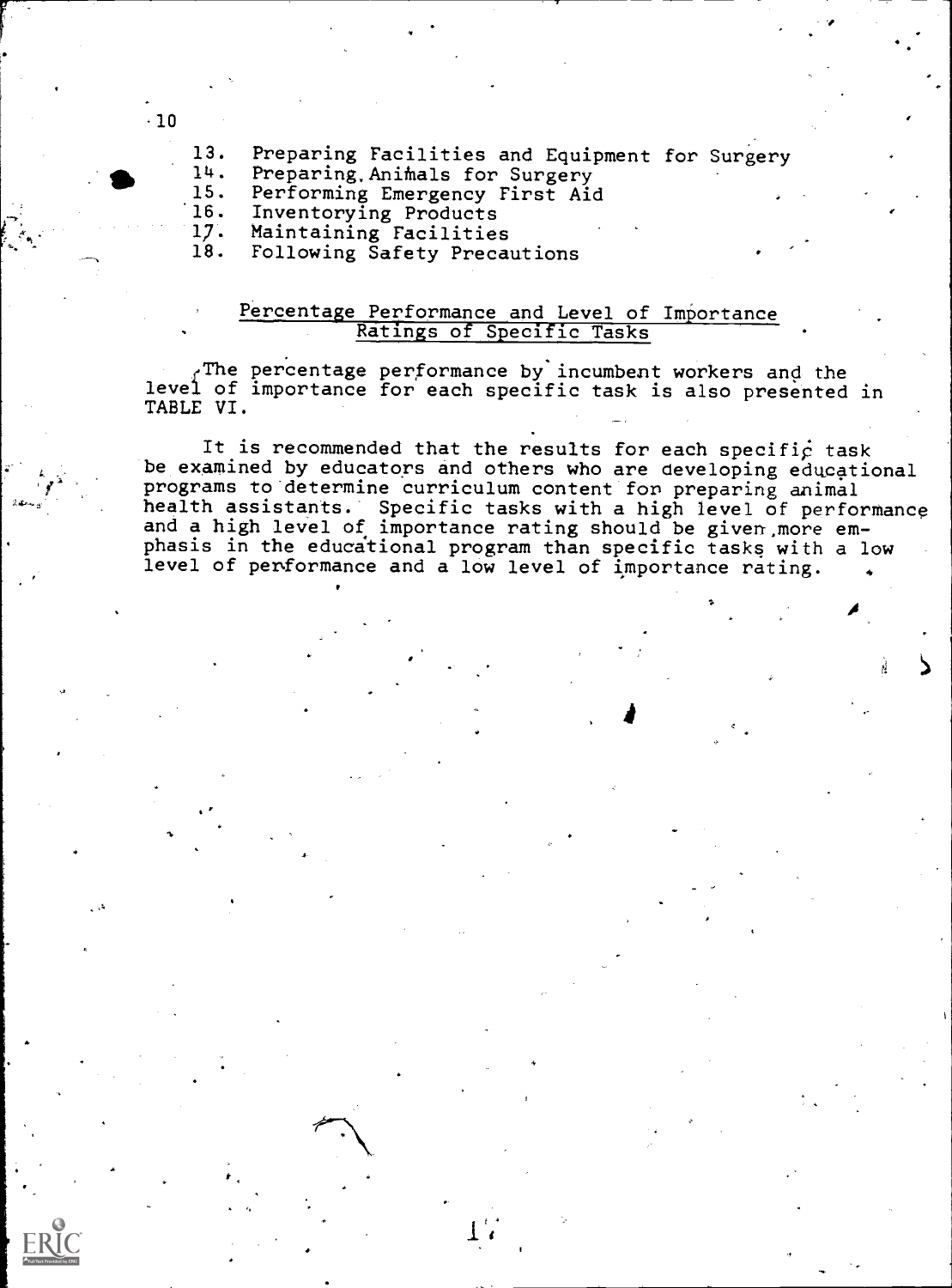13. Preparing Facilities and Equipment for Surgery
14. Preparing Animals for Surgery
15. Performing Emergency First Aid
16. Inventorying Products
17. Maintaining Facilities
18. Following Safety Precautions

## Percentage Performance and Level of Importance Ratings of Specific Tasks

The percentage performance by incumbent workers and the level of importance for each specific task is also presented in TABLE VI.

It is recommended that the results for each specific task be examined by educators and others who are developing educational programs to determine curriculum content for preparing animal health assistants. Specific tasks with a high level of performance and a high level of importance rating should be given more emphasis in the educational program than specific tasks with a low level of performance and a low level of importance rating.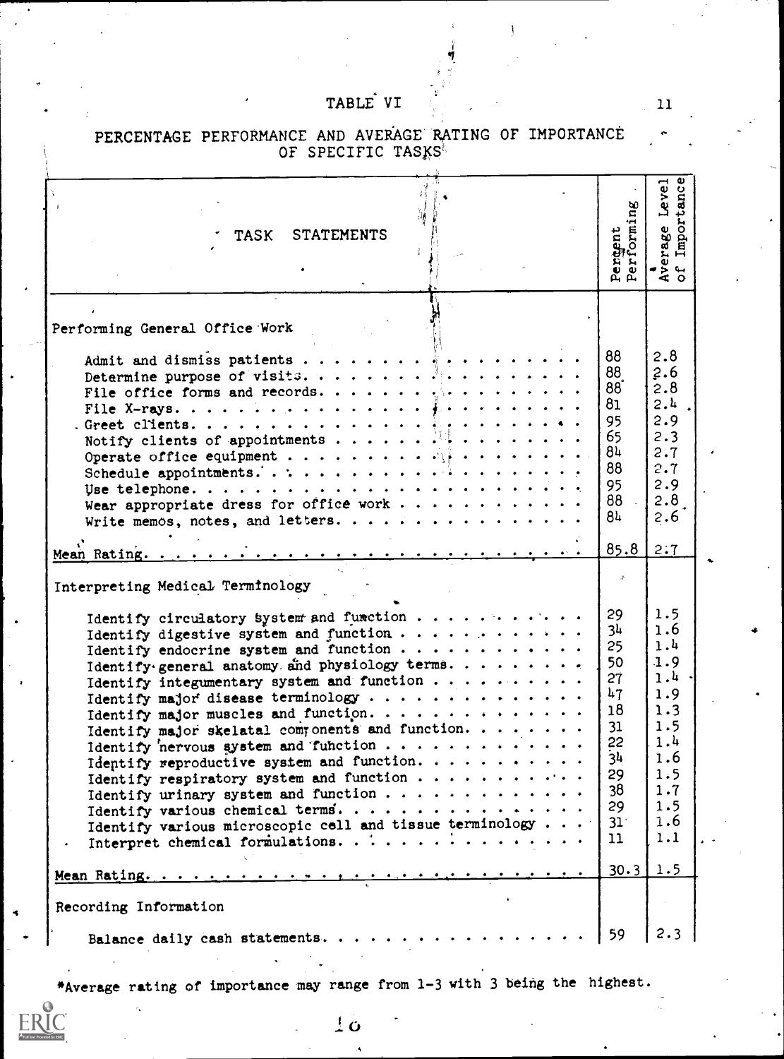# TABLE VI

## PERCENTAGE PERFORMANCE AND AVERAGE RATING OF IMPORTANCE OF SPECIFIC TASKS

| TASK STATEMENTS | Percent Performing | *Average Level of Importance |
|---|---|---|
| **Performing General Office Work** | | |
| Admit and dismiss patients | 88 | 2.8 |
| Determine purpose of visits | 88 | 2.6 |
| File office forms and records | 88 | 2.8 |
| File X-rays | 81 | 2.4 |
| Greet clients | 95 | 2.9 |
| Notify clients of appointments | 65 | 2.3 |
| Operate office equipment | 84 | 2.7 |
| Schedule appointments | 88 | 2.7 |
| Use telephone | 95 | 2.9 |
| Wear appropriate dress for office work | 88 | 2.8 |
| Write memos, notes, and letters | 84 | 2.6 |
| Mean Rating | 85.8 | 2.7 |
| **Interpreting Medical Terminology** | | |
| Identify circulatory system and function | 29 | 1.5 |
| Identify digestive system and function | 34 | 1.6 |
| Identify endocrine system and function | 25 | 1.4 |
| Identify general anatomy and physiology terms | 50 | 1.9 |
| Identify integumentary system and function | 27 | 1.4 |
| Identify major disease terminology | 47 | 1.9 |
| Identify major muscles and function | 18 | 1.3 |
| Identify major skelatal components and function | 31 | 1.5 |
| Identify nervous system and function | 22 | 1.4 |
| Identify reproductive system and function | 34 | 1.6 |
| Identify respiratory system and function | 29 | 1.5 |
| Identify urinary system and function | 38 | 1.7 |
| Identify various chemical terms | 29 | 1.5 |
| Identify various microscopic cell and tissue terminology | 31 | 1.6 |
| Interpret chemical formulations | 11 | 1.1 |
| Mean Rating | 30.3 | 1.5 |
| **Recording Information** | | |
| Balance daily cash statements | 59 | 2.3 |

*Average rating of importance may range from 1-3 with 3 being the highest.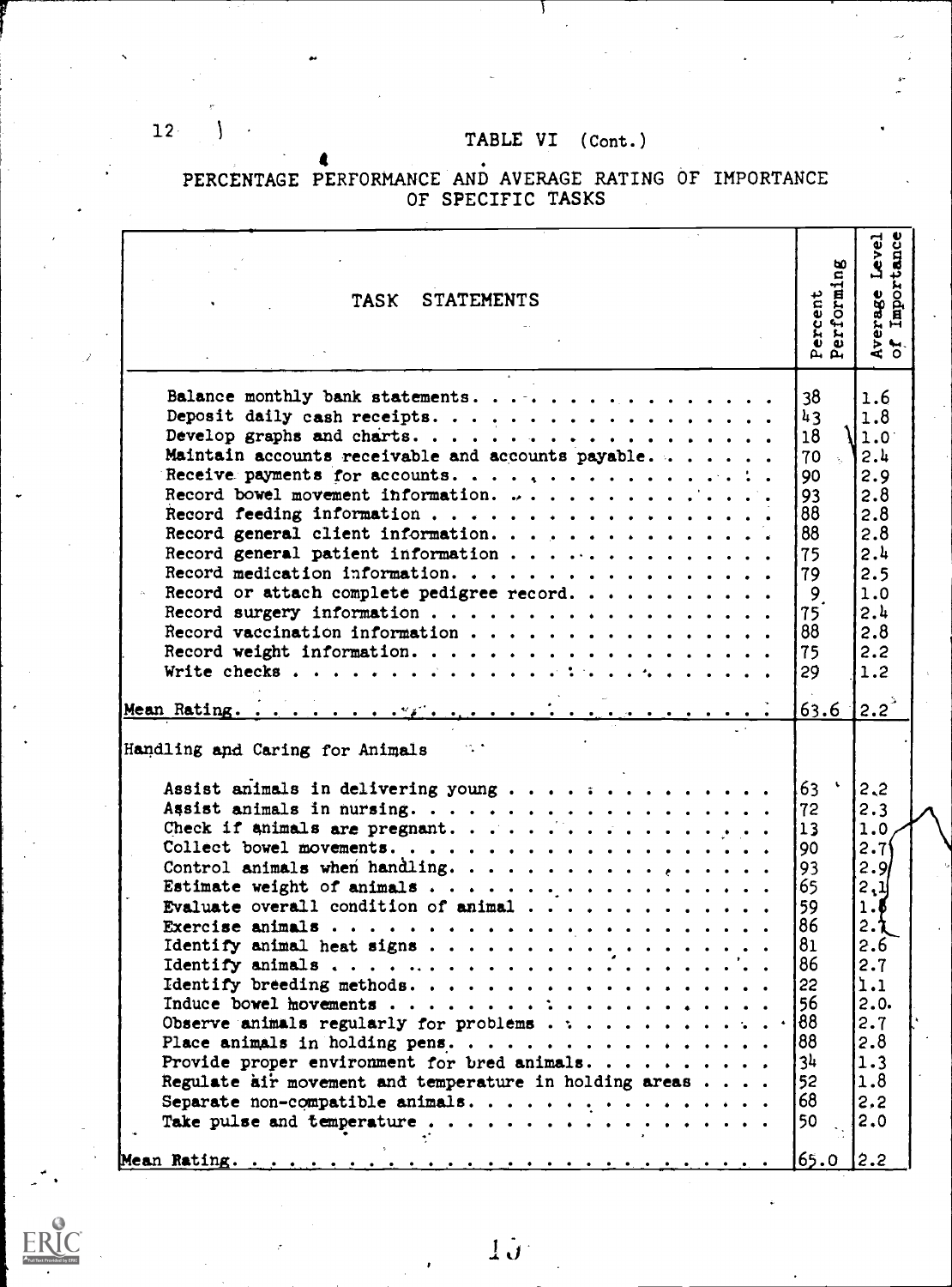# TABLE VI (Cont.)

## PERCENTAGE PERFORMANCE AND AVERAGE RATING OF IMPORTANCE OF SPECIFIC TASKS

| TASK STATEMENTS | Percent Performing | Average Level of Importance |
|---|---|---|
| Balance monthly bank statements. | 38 | 1.6 |
| Deposit daily cash receipts. | 43 | 1.8 |
| Develop graphs and charts. | 18 | 1.0 |
| Maintain accounts receivable and accounts payable. | 70 | 2.4 |
| Receive payments for accounts. | 90 | 2.9 |
| Record bowel movement information. | 93 | 2.8 |
| Record feeding information | 88 | 2.8 |
| Record general client information. | 88 | 2.8 |
| Record general patient information | 75 | 2.4 |
| Record medication information. | 79 | 2.5 |
| Record or attach complete pedigree record. | 9 | 1.0 |
| Record surgery information | 75 | 2.4 |
| Record vaccination information | 88 | 2.8 |
| Record weight information. | 75 | 2.2 |
| Write checks | 29 | 1.2 |
| Mean Rating. | 63.6 | 2.2 |
| **Handling and Caring for Animals** | | |
| Assist animals in delivering young | 63 | 2.2 |
| Assist animals in nursing. | 72 | 2.3 |
| Check if animals are pregnant. | 13 | 1.0 |
| Collect bowel movements. | 90 | 2.7 |
| Control animals when handling. | 93 | 2.9 |
| Estimate weight of animals | 65 | 2.1 |
| Evaluate overall condition of animal | 59 | 1.8 |
| Exercise animals | 86 | 2.1 |
| Identify animal heat signs | 81 | 2.6 |
| Identify animals | 86 | 2.7 |
| Identify breeding methods. | 22 | 1.1 |
| Induce bowel movements | 56 | 2.0 |
| Observe animals regularly for problems | 88 | 2.7 |
| Place animals in holding pens. | 88 | 2.8 |
| Provide proper environment for bred animals. | 34 | 1.3 |
| Regulate air movement and temperature in holding areas | 52 | 1.8 |
| Separate non-compatible animals. | 68 | 2.2 |
| Take pulse and temperature | 50 | 2.0 |
| Mean Rating. | 65.0 | 2.2 |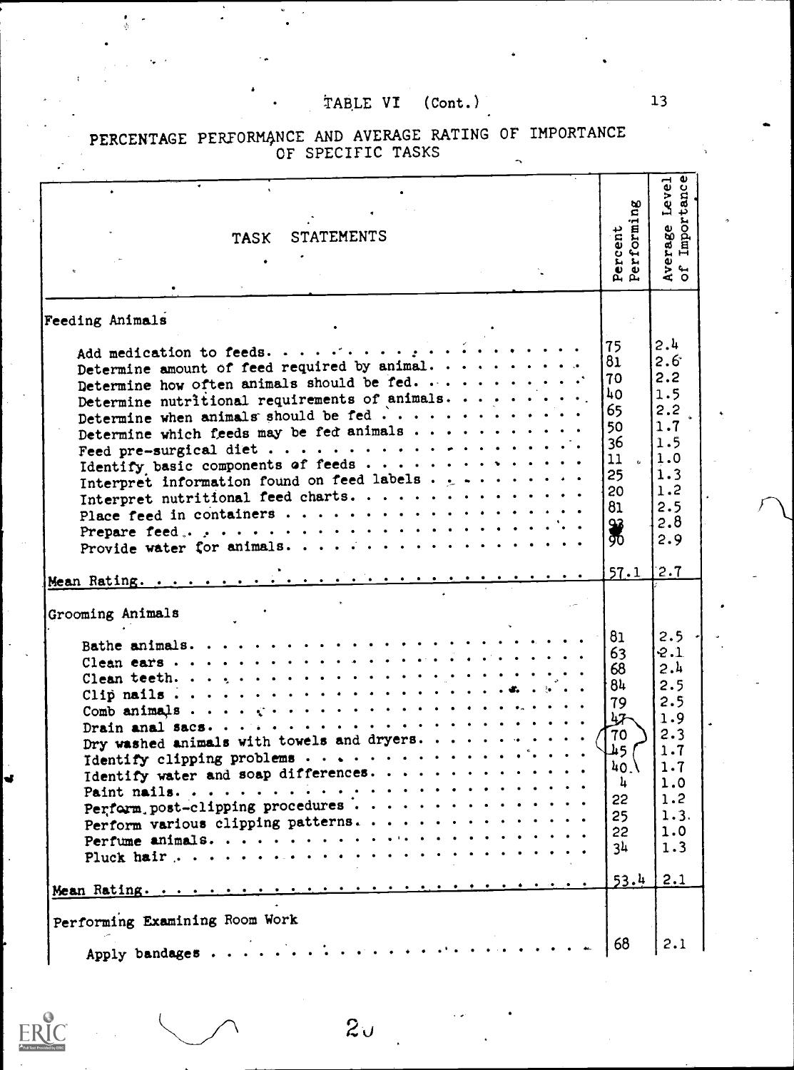TABLE VI (Cont.)

PERCENTAGE PERFORMANCE AND AVERAGE RATING OF IMPORTANCE OF SPECIFIC TASKS

| TASK STATEMENTS | Percent Performing | Average Level of Importance |
|---|---|---|
| **Feeding Animals** | | |
| Add medication to feeds. | 75 | 2.4 |
| Determine amount of feed required by animal. | 81 | 2.6 |
| Determine how often animals should be fed. | 70 | 2.2 |
| Determine nutritional requirements of animals. | 40 | 1.5 |
| Determine when animals should be fed | 65 | 2.2 |
| Determine which feeds may be fed animals | 50 | 1.7 |
| Feed pre-surgical diet | 36 | 1.5 |
| Identify basic components of feeds | 11 | 1.0 |
| Interpret information found on feed labels | 25 | 1.3 |
| Interpret nutritional feed charts. | 20 | 1.2 |
| Place feed in containers | 81 | 2.5 |
| Prepare feed | 93 | 2.8 |
| Provide water for animals. | 90 | 2.9 |
| Mean Rating. | 57.1 | 2.7 |
| **Grooming Animals** | | |
| Bathe animals. | 81 | 2.5 |
| Clean ears | 63 | 2.1 |
| Clean teeth. | 68 | 2.4 |
| Clip nails | 84 | 2.5 |
| Comb animals | 79 | 2.5 |
| Drain anal sacs. | 47 | 1.9 |
| Dry washed animals with towels and dryers. | 70 | 2.3 |
| Identify clipping problems | 45 | 1.7 |
| Identify water and soap differences. | 40 | 1.7 |
| Paint nails. | 4 | 1.0 |
| Perform post-clipping procedures | 22 | 1.2 |
| Perform various clipping patterns. | 25 | 1.3 |
| Perfume animals. | 22 | 1.0 |
| Pluck hair | 34 | 1.3 |
| Mean Rating. | 53.4 | 2.1 |
| **Performing Examining Room Work** | | |
| Apply bandages | 68 | 2.1 |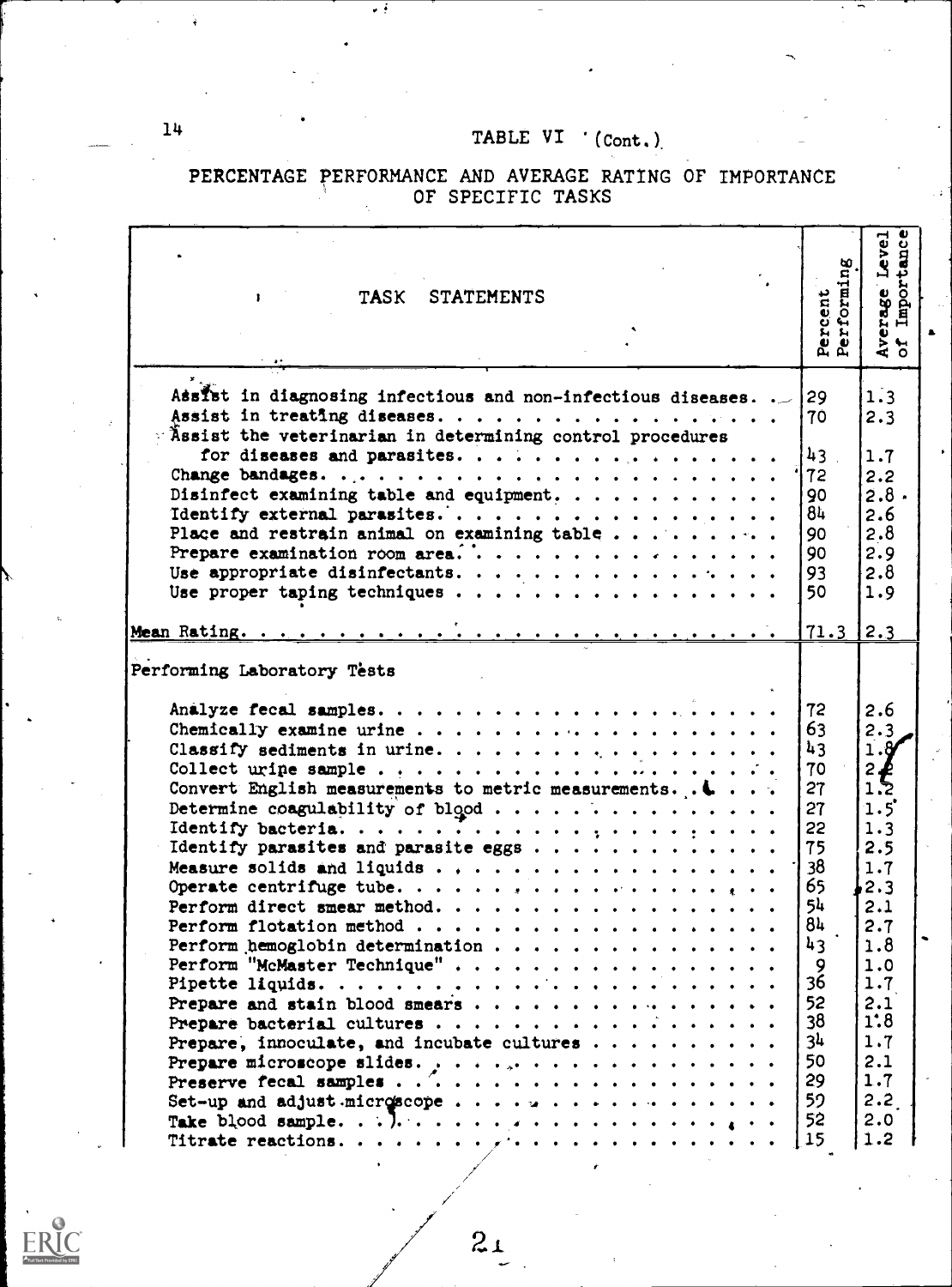## TABLE VI (Cont.)

### PERCENTAGE PERFORMANCE AND AVERAGE RATING OF IMPORTANCE OF SPECIFIC TASKS

| TASK STATEMENTS | Percent Performing | Average Level of Importance |
|---|---|---|
| Assist in diagnosing infectious and non-infectious diseases. | 29 | 1.3 |
| Assist in treating diseases. | 70 | 2.3 |
| Assist the veterinarian in determining control procedures for diseases and parasites. | 43 | 1.7 |
| Change bandages. | 72 | 2.2 |
| Disinfect examining table and equipment. | 90 | 2.8 |
| Identify external parasites. | 84 | 2.6 |
| Place and restrain animal on examining table | 90 | 2.8 |
| Prepare examination room area. | 90 | 2.9 |
| Use appropriate disinfectants. | 93 | 2.8 |
| Use proper taping techniques | 50 | 1.9 |
| Mean Rating. | 71.3 | 2.3 |
| **Performing Laboratory Tests** | | |
| Analyze fecal samples. | 72 | 2.6 |
| Chemically examine urine | 63 | 2.3 |
| Classify sediments in urine. | 43 | 1.8 |
| Collect urine sample | 70 | 2.2 |
| Convert English measurements to metric measurements. | 27 | 1.2 |
| Determine coagulability of blood | 27 | 1.5 |
| Identify bacteria. | 22 | 1.3 |
| Identify parasites and parasite eggs | 75 | 2.5 |
| Measure solids and liquids | 38 | 1.7 |
| Operate centrifuge tube. | 65 | 2.3 |
| Perform direct smear method. | 54 | 2.1 |
| Perform flotation method | 84 | 2.7 |
| Perform hemoglobin determination | 43 | 1.8 |
| Perform "McMaster Technique" | 9 | 1.0 |
| Pipette liquids. | 36 | 1.7 |
| Prepare and stain blood smears | 52 | 2.1 |
| Prepare bacterial cultures | 38 | 1.8 |
| Prepare, innoculate, and incubate cultures | 34 | 1.7 |
| Prepare microscope slides. | 50 | 2.1 |
| Preserve fecal samples | 29 | 1.7 |
| Set-up and adjust microscope | 59 | 2.2 |
| Take blood sample. | 52 | 2.0 |
| Titrate reactions. | 15 | 1.2 |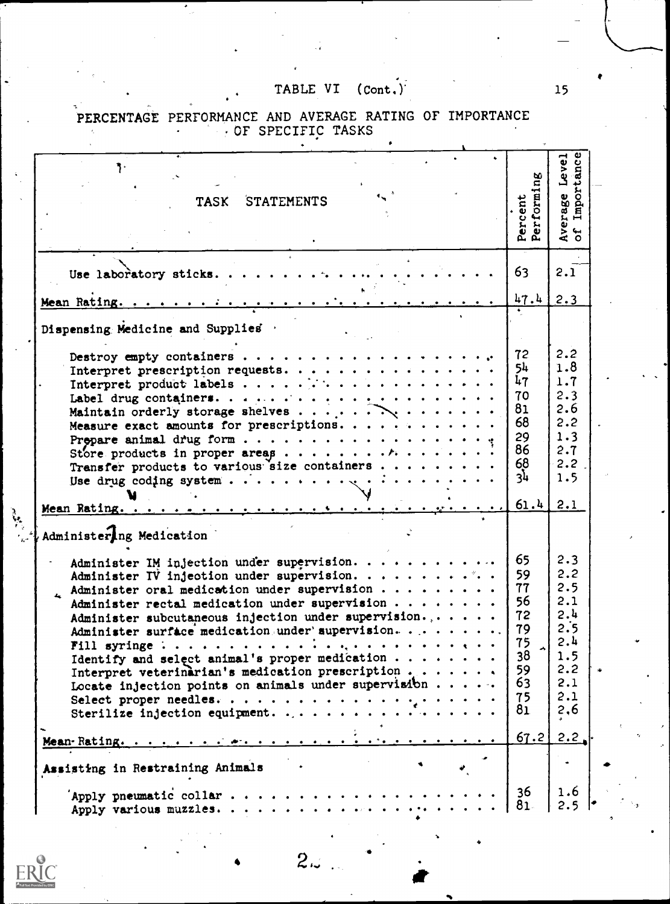TABLE VI (Cont.)

PERCENTAGE PERFORMANCE AND AVERAGE RATING OF IMPORTANCE OF SPECIFIC TASKS

| TASK STATEMENTS | Percent Performing | Average Level of Importance |
|---|---|---|
| Use laboratory sticks | 63 | 2.1 |
| Mean Rating | 47.4 | 2.3 |
| **Dispensing Medicine and Supplies** | | |
| Destroy empty containers | 72 | 2.2 |
| Interpret prescription requests | 54 | 1.8 |
| Interpret product labels | 47 | 1.7 |
| Label drug containers | 70 | 2.3 |
| Maintain orderly storage shelves | 81 | 2.6 |
| Measure exact amounts for prescriptions | 68 | 2.2 |
| Prepare animal drug form | 29 | 1.3 |
| Store products in proper areas | 86 | 2.7 |
| Transfer products to various size containers | 68 | 2.2 |
| Use drug coding system | 34 | 1.5 |
| Mean Rating | 61.4 | 2.1 |
| **Administering Medication** | | |
| Administer IM injection under supervision | 65 | 2.3 |
| Administer IV injection under supervision | 59 | 2.2 |
| Administer oral medication under supervision | 77 | 2.5 |
| Administer rectal medication under supervision | 56 | 2.1 |
| Administer subcutaneous injection under supervision | 72 | 2.4 |
| Administer surface medication under supervision | 79 | 2.5 |
| Fill syringe | 75 | 2.4 |
| Identify and select animal's proper medication | 38 | 1.5 |
| Interpret veterinarian's medication prescription | 59 | 2.2 |
| Locate injection points on animals under supervision | 63 | 2.1 |
| Select proper needles | 75 | 2.1 |
| Sterilize injection equipment | 81 | 2.6 |
| Mean Rating | 67.2 | 2.2 |
| **Assisting in Restraining Animals** | | |
| Apply pneumatic collar | 36 | 1.6 |
| Apply various muzzles | 81 | 2.5 |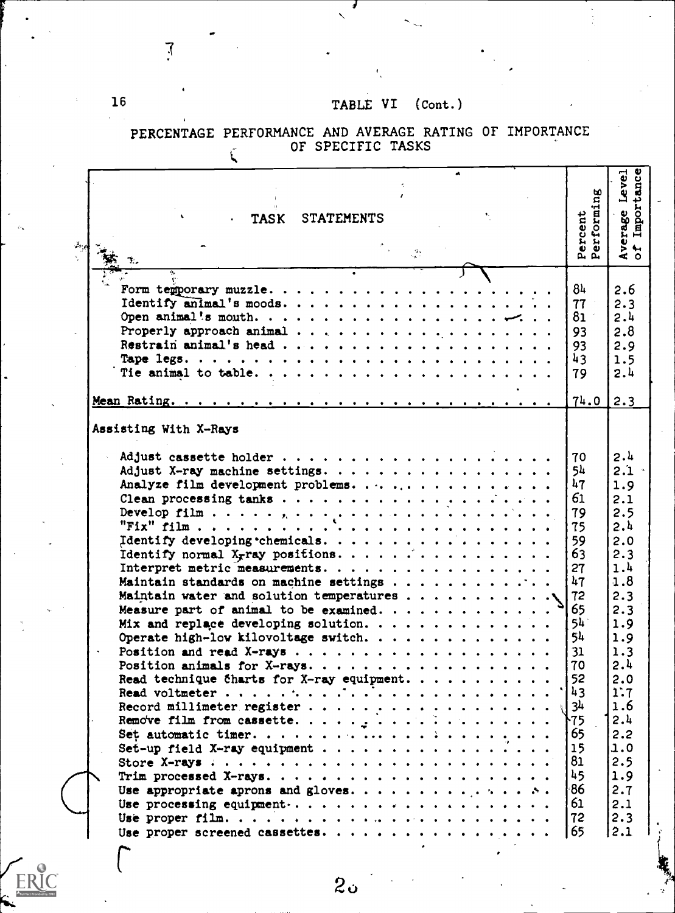## TABLE VI (Cont.)

### PERCENTAGE PERFORMANCE AND AVERAGE RATING OF IMPORTANCE OF SPECIFIC TASKS

| TASK STATEMENTS | Percent Performing | Average Level of Importance |
|---|---|---|
| Form temporary muzzle. | 84 | 2.6 |
| Identify animal's moods. | 77 | 2.3 |
| Open animal's mouth. | 81 | 2.4 |
| Properly approach animal | 93 | 2.8 |
| Restrain animal's head | 93 | 2.9 |
| Tape legs. | 43 | 1.5 |
| Tie animal to table. | 79 | 2.4 |
| Mean Rating. | 74.0 | 2.3 |
| **Assisting With X-Rays** | | |
| Adjust cassette holder | 70 | 2.4 |
| Adjust X-ray machine settings. | 54 | 2.1 |
| Analyze film development problems. | 47 | 1.9 |
| Clean processing tanks | 61 | 2.1 |
| Develop film | 79 | 2.5 |
| "Fix" film | 75 | 2.4 |
| Identify developing chemicals. | 59 | 2.0 |
| Identify normal X-ray positions. | 63 | 2.3 |
| Interpret metric measurements. | 27 | 1.4 |
| Maintain standards on machine settings | 47 | 1.8 |
| Maintain water and solution temperatures | 72 | 2.3 |
| Measure part of animal to be examined. | 65 | 2.3 |
| Mix and replace developing solution. | 54 | 1.9 |
| Operate high-low kilovoltage switch. | 54 | 1.9 |
| Position and read X-rays | 31 | 1.3 |
| Position animals for X-rays. | 70 | 2.4 |
| Read technique charts for X-ray equipment. | 52 | 2.0 |
| Read voltmeter | 43 | 1.7 |
| Record millimeter register | 34 | 1.6 |
| Remove film from cassette. | 75 | 2.4 |
| Set automatic timer. | 65 | 2.2 |
| Set-up field X-ray equipment | 15 | 1.0 |
| Store X-rays | 81 | 2.5 |
| Trim processed X-rays. | 45 | 1.9 |
| Use appropriate aprons and gloves. | 86 | 2.7 |
| Use processing equipment | 61 | 2.1 |
| Use proper film. | 72 | 2.3 |
| Use proper screened cassettes. | 65 | 2.1 |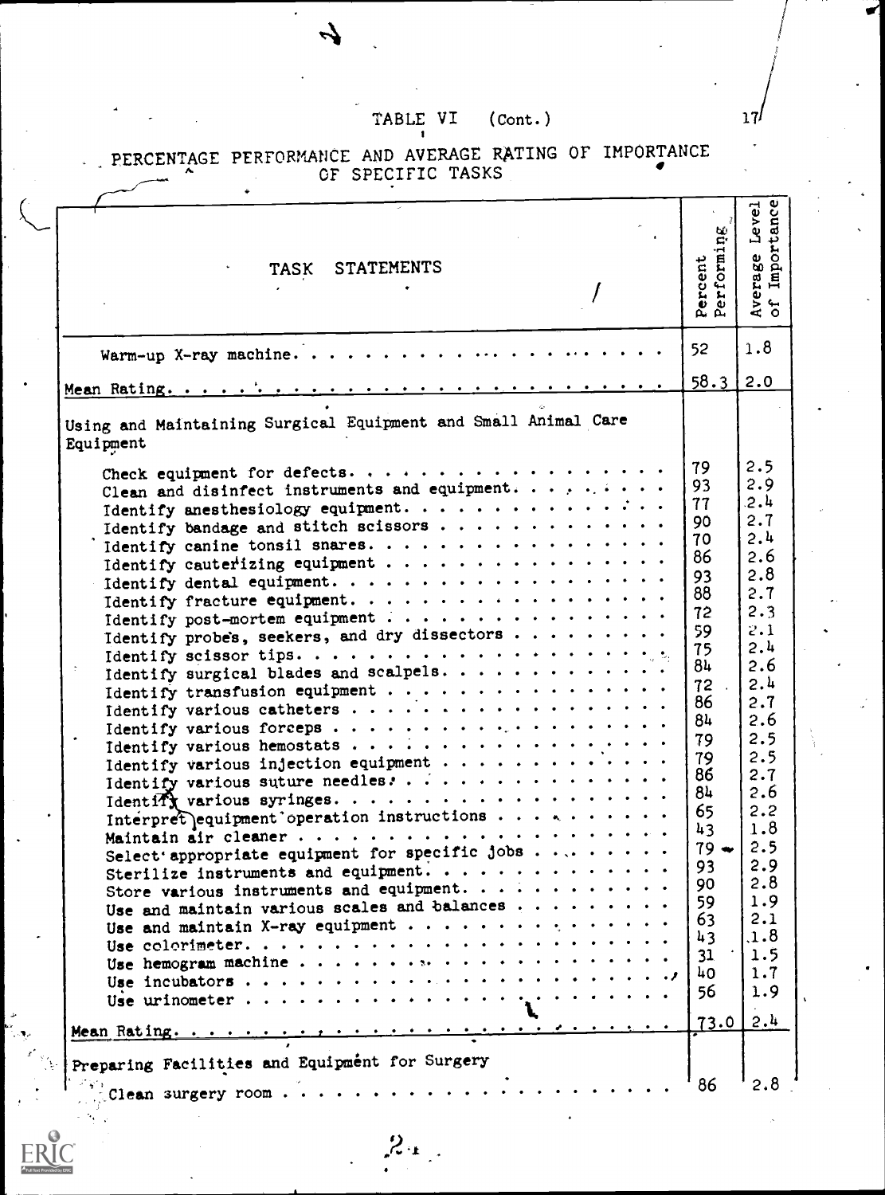TABLE VI (Cont.)

PERCENTAGE PERFORMANCE AND AVERAGE RATING OF IMPORTANCE OF SPECIFIC TASKS

| TASK STATEMENTS | Percent Performing | Average Level of Importance |
|---|---|---|
| Warm-up X-ray machine. | 52 | 1.8 |
| Mean Rating. | 58.3 | 2.0 |
| **Using and Maintaining Surgical Equipment and Small Animal Care Equipment** | | |
| Check equipment for defects. | 79 | 2.5 |
| Clean and disinfect instruments and equipment. | 93 | 2.9 |
| Identify anesthesiology equipment. | 77 | 2.4 |
| Identify bandage and stitch scissors | 90 | 2.7 |
| Identify canine tonsil snares. | 70 | 2.4 |
| Identify cauterizing equipment | 86 | 2.6 |
| Identify dental equipment. | 93 | 2.8 |
| Identify fracture equipment. | 88 | 2.7 |
| Identify post-mortem equipment | 72 | 2.3 |
| Identify probes, seekers, and dry dissectors | 59 | 2.1 |
| Identify scissor tips. | 75 | 2.4 |
| Identify surgical blades and scalpels. | 84 | 2.6 |
| Identify transfusion equipment | 72 | 2.4 |
| Identify various catheters | 86 | 2.7 |
| Identify various forceps | 84 | 2.6 |
| Identify various hemostats | 79 | 2.5 |
| Identify various injection equipment | 79 | 2.5 |
| Identify various suture needles | 86 | 2.7 |
| Identify various syringes. | 84 | 2.6 |
| Interpret equipment operation instructions | 65 | 2.2 |
| Maintain air cleaner | 43 | 1.8 |
| Select appropriate equipment for specific jobs | 79 | 2.5 |
| Sterilize instruments and equipment. | 93 | 2.9 |
| Store various instruments and equipment. | 90 | 2.8 |
| Use and maintain various scales and balances | 59 | 1.9 |
| Use and maintain X-ray equipment | 63 | 2.1 |
| Use colorimeter. | 43 | 1.8 |
| Use hemogram machine | 31 | 1.5 |
| Use incubators | 40 | 1.7 |
| Use urinometer | 56 | 1.9 |
| Mean Rating. | 73.0 | 2.4 |
| **Preparing Facilities and Equipment for Surgery** | | |
| Clean surgery room | 86 | 2.8 |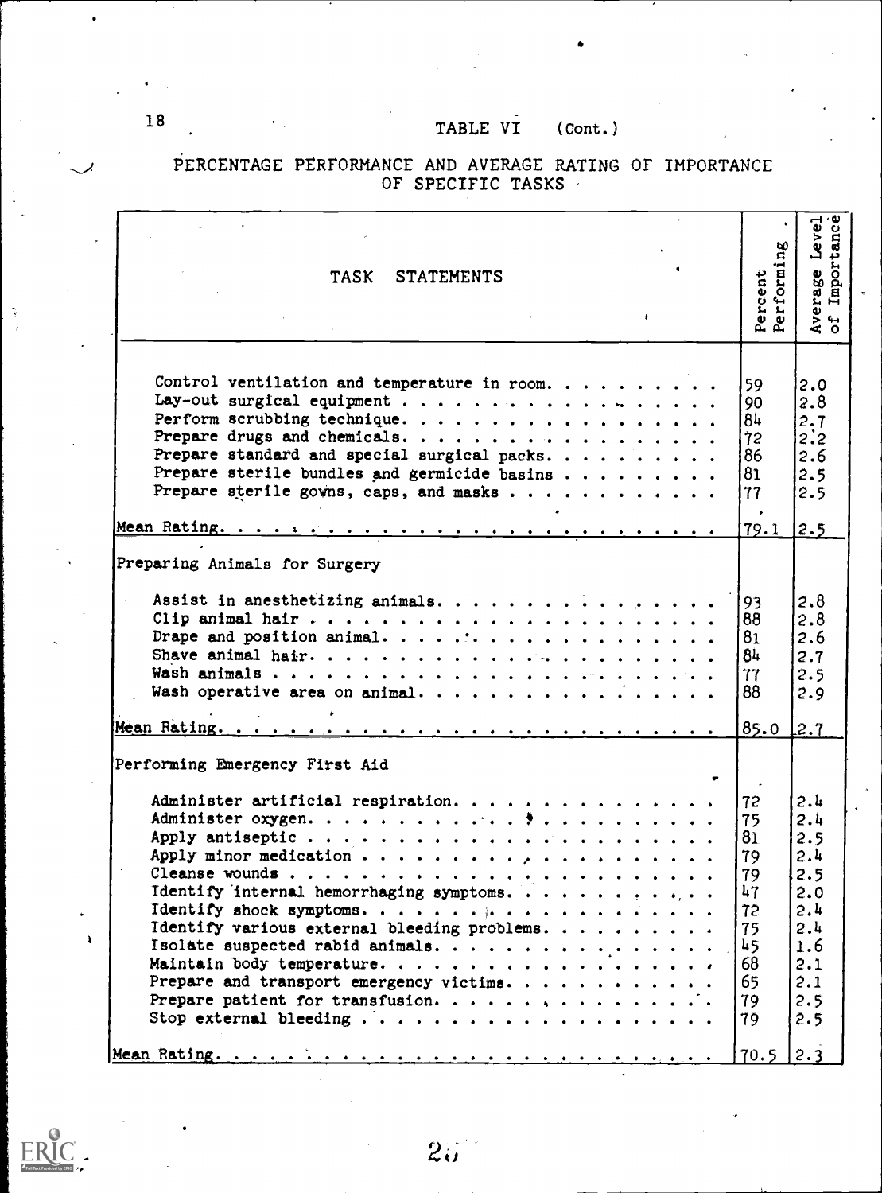TABLE VI (Cont.)

PERCENTAGE PERFORMANCE AND AVERAGE RATING OF IMPORTANCE OF SPECIFIC TASKS

| TASK STATEMENTS | Percent Performing | Average Level of Importance |
|---|---|---|
| Control ventilation and temperature in room. | 59 | 2.0 |
| Lay-out surgical equipment | 90 | 2.8 |
| Perform scrubbing technique. | 84 | 2.7 |
| Prepare drugs and chemicals. | 72 | 2.2 |
| Prepare standard and special surgical packs. | 86 | 2.6 |
| Prepare sterile bundles and germicide basins | 81 | 2.5 |
| Prepare sterile gowns, caps, and masks | 77 | 2.5 |
| Mean Rating. | 79.1 | 2.5 |
| **Preparing Animals for Surgery** | | |
| Assist in anesthetizing animals. | 93 | 2.8 |
| Clip animal hair | 88 | 2.8 |
| Drape and position animal. | 81 | 2.6 |
| Shave animal hair. | 84 | 2.7 |
| Wash animals | 77 | 2.5 |
| Wash operative area on animal. | 88 | 2.9 |
| Mean Rating. | 85.0 | 2.7 |
| **Performing Emergency First Aid** | | |
| Administer artificial respiration. | 72 | 2.4 |
| Administer oxygen. | 75 | 2.4 |
| Apply antiseptic | 81 | 2.5 |
| Apply minor medication | 79 | 2.4 |
| Cleanse wounds | 79 | 2.5 |
| Identify internal hemorrhaging symptoms. | 47 | 2.0 |
| Identify shock symptoms. | 72 | 2.4 |
| Identify various external bleeding problems. | 75 | 2.4 |
| Isolate suspected rabid animals. | 45 | 1.6 |
| Maintain body temperature. | 68 | 2.1 |
| Prepare and transport emergency victims. | 65 | 2.1 |
| Prepare patient for transfusion. | 79 | 2.5 |
| Stop external bleeding | 79 | 2.5 |
| Mean Rating. | 70.5 | 2.3 |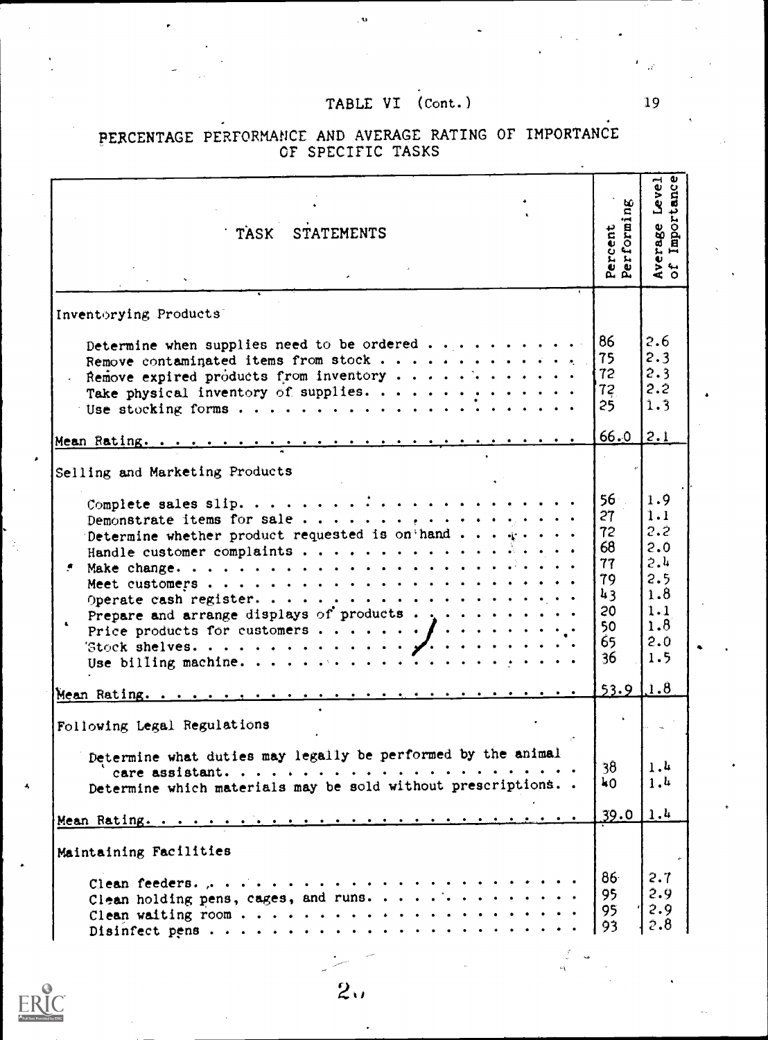# TABLE VI (Cont.)

## PERCENTAGE PERFORMANCE AND AVERAGE RATING OF IMPORTANCE OF SPECIFIC TASKS

| TASK STATEMENTS | Percent Performing | Average Level of Importance |
|---|---|---|
| **Inventorying Products** | | |
| Determine when supplies need to be ordered | 86 | 2.6 |
| Remove contaminated items from stock | 75 | 2.3 |
| Remove expired products from inventory | 72 | 2.3 |
| Take physical inventory of supplies | 72 | 2.2 |
| Use stocking forms | 25 | 1.3 |
| Mean Rating | 66.0 | 2.1 |
| **Selling and Marketing Products** | | |
| Complete sales slip | 56 | 1.9 |
| Demonstrate items for sale | 27 | 1.1 |
| Determine whether product requested is on hand | 72 | 2.2 |
| Handle customer complaints | 68 | 2.0 |
| Make change | 77 | 2.4 |
| Meet customers | 79 | 2.5 |
| Operate cash register | 43 | 1.8 |
| Prepare and arrange displays of products | 20 | 1.1 |
| Price products for customers | 50 | 1.8 |
| Stock shelves | 65 | 2.0 |
| Use billing machine | 36 | 1.5 |
| Mean Rating | 53.9 | 1.8 |
| **Following Legal Regulations** | | |
| Determine what duties may legally be performed by the animal care assistant | 38 | 1.4 |
| Determine which materials may be sold without prescriptions | 40 | 1.4 |
| Mean Rating | 39.0 | 1.4 |
| **Maintaining Facilities** | | |
| Clean feeders | 86 | 2.7 |
| Clean holding pens, cages, and runs | 95 | 2.9 |
| Clean waiting room | 95 | 2.9 |
| Disinfect pens | 93 | 2.8 |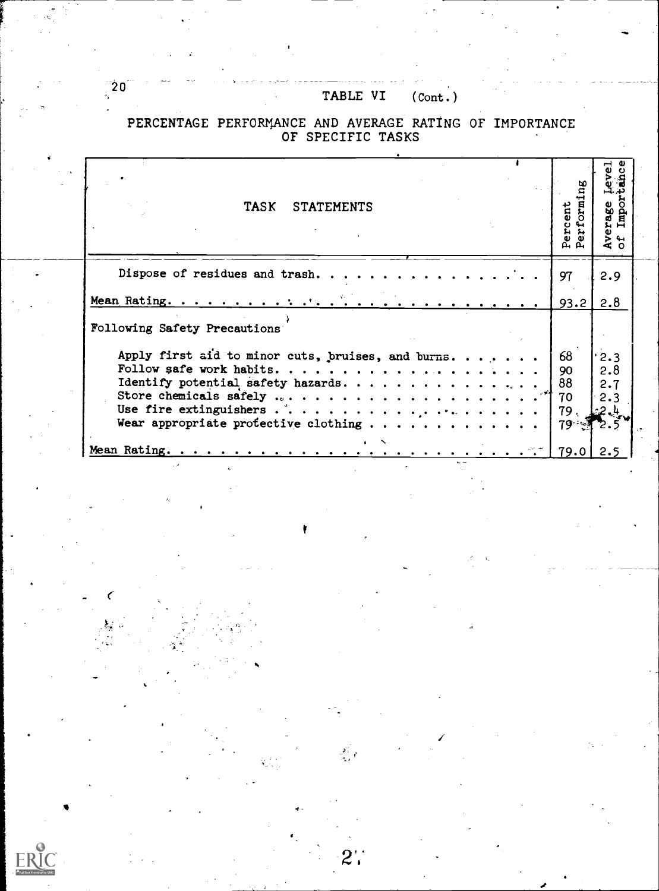TABLE VI (Cont.)

PERCENTAGE PERFORMANCE AND AVERAGE RATING OF IMPORTANCE OF SPECIFIC TASKS

| TASK STATEMENTS | Percent Performing | Average Level of Importance |
|---|---|---|
| Dispose of residues and trash. | 97 | 2.9 |
| Mean Rating. | 93.2 | 2.8 |
| **Following Safety Precautions** | | |
| Apply first aid to minor cuts, bruises, and burns. | 68 | 2.3 |
| Follow safe work habits. | 90 | 2.8 |
| Identify potential safety hazards. | 88 | 2.7 |
| Store chemicals safely | 70 | 2.3 |
| Use fire extinguishers | 79 | 2.4 |
| Wear appropriate protective clothing | 79 | 2.5 |
| Mean Rating. | 79.0 | 2.5 |